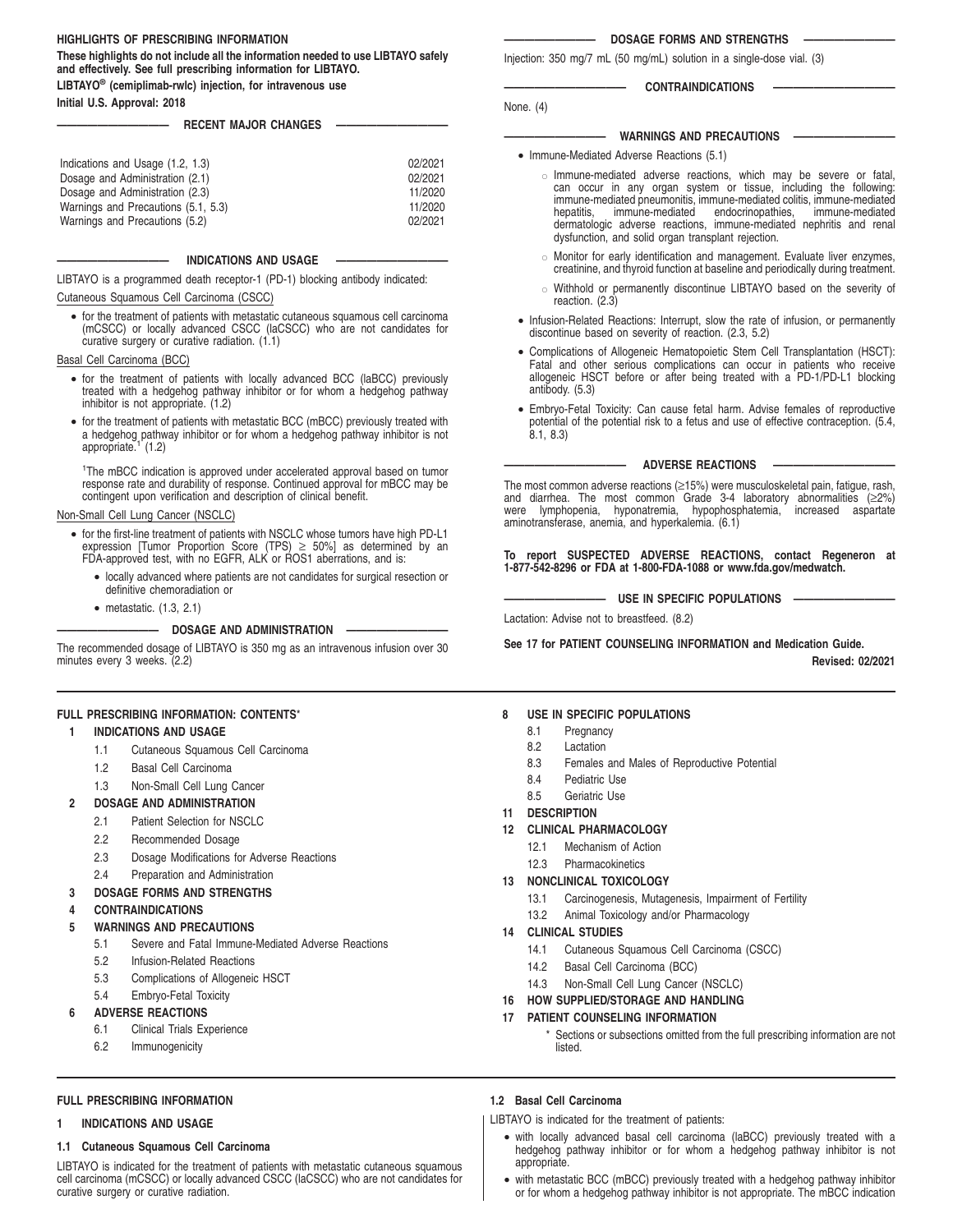**HIGHLIGHTS OF PRESCRIBING INFORMATION**

**These highlights do not include all the information needed to use LIBTAYO safely and effectively. See full prescribing information for LIBTAYO.**

**LIBTAYO® (cemiplimab-rwlc) injection, for intravenous use**

**Initial U.S. Approval: 2018**

## RECENT MAJOR CHANGES

| | |
|---|---|
| Indications and Usage (1.2, 1.3) | 02/2021 |
| Dosage and Administration (2.1) | 02/2021 |
| Dosage and Administration (2.3) | 11/2020 |
| Warnings and Precautions (5.1, 5.3) | 11/2020 |
| Warnings and Precautions (5.2) | 02/2021 |

## INDICATIONS AND USAGE

LIBTAYO is a programmed death receptor-1 (PD-1) blocking antibody indicated:

Cutaneous Squamous Cell Carcinoma (CSCC)

- for the treatment of patients with metastatic cutaneous squamous cell carcinoma (mCSCC) or locally advanced CSCC (laCSCC) who are not candidates for curative surgery or curative radiation. (1.1)

Basal Cell Carcinoma (BCC)

- for the treatment of patients with locally advanced BCC (laBCC) previously treated with a hedgehog pathway inhibitor or for whom a hedgehog pathway inhibitor is not appropriate. (1.2)
- for the treatment of patients with metastatic BCC (mBCC) previously treated with a hedgehog pathway inhibitor or for whom a hedgehog pathway inhibitor is not appropriate.[1] (1.2)

[1]The mBCC indication is approved under accelerated approval based on tumor response rate and durability of response. Continued approval for mBCC may be contingent upon verification and description of clinical benefit.

Non-Small Cell Lung Cancer (NSCLC)

- for the first-line treatment of patients with NSCLC whose tumors have high PD-L1 expression [Tumor Proportion Score (TPS) ≥ 50%] as determined by an FDA-approved test, with no EGFR, ALK or ROS1 aberrations, and is:
  - locally advanced where patients are not candidates for surgical resection or definitive chemoradiation or
  - metastatic. (1.3, 2.1)

## DOSAGE AND ADMINISTRATION

The recommended dosage of LIBTAYO is 350 mg as an intravenous infusion over 30 minutes every 3 weeks. (2.2)

## DOSAGE FORMS AND STRENGTHS

Injection: 350 mg/7 mL (50 mg/mL) solution in a single-dose vial. (3)

## CONTRAINDICATIONS

None. (4)

## WARNINGS AND PRECAUTIONS

- Immune-Mediated Adverse Reactions (5.1)
  - Immune-mediated adverse reactions, which may be severe or fatal, can occur in any organ system or tissue, including the following: immune-mediated pneumonitis, immune-mediated colitis, immune-mediated hepatitis, immune-mediated endocrinopathies, immune-mediated dermatologic adverse reactions, immune-mediated nephritis and renal dysfunction, and solid organ transplant rejection.
  - Monitor for early identification and management. Evaluate liver enzymes, creatinine, and thyroid function at baseline and periodically during treatment.
  - Withhold or permanently discontinue LIBTAYO based on the severity of reaction. (2.3)
- Infusion-Related Reactions: Interrupt, slow the rate of infusion, or permanently discontinue based on severity of reaction. (2.3, 5.2)
- Complications of Allogeneic Hematopoietic Stem Cell Transplantation (HSCT): Fatal and other serious complications can occur in patients who receive allogeneic HSCT before or after being treated with a PD-1/PD-L1 blocking antibody. (5.3)
- Embryo-Fetal Toxicity: Can cause fetal harm. Advise females of reproductive potential of the potential risk to a fetus and use of effective contraception. (5.4, 8.1, 8.3)

## ADVERSE REACTIONS

The most common adverse reactions (≥15%) were musculoskeletal pain, fatigue, rash, and diarrhea. The most common Grade 3-4 laboratory abnormalities (≥2%) were lymphopenia, hyponatremia, hypophosphatemia, increased aspartate aminotransferase, anemia, and hyperkalemia. (6.1)

**To report SUSPECTED ADVERSE REACTIONS, contact Regeneron at 1-877-542-8296 or FDA at 1-800-FDA-1088 or www.fda.gov/medwatch.**

## USE IN SPECIFIC POPULATIONS

Lactation: Advise not to breastfeed. (8.2)

**See 17 for PATIENT COUNSELING INFORMATION and Medication Guide.**

**Revised: 02/2021**

---

**FULL PRESCRIBING INFORMATION: CONTENTS***

**1 INDICATIONS AND USAGE**
- 1.1 Cutaneous Squamous Cell Carcinoma
- 1.2 Basal Cell Carcinoma
- 1.3 Non-Small Cell Lung Cancer

**2 DOSAGE AND ADMINISTRATION**
- 2.1 Patient Selection for NSCLC
- 2.2 Recommended Dosage
- 2.3 Dosage Modifications for Adverse Reactions
- 2.4 Preparation and Administration

**3 DOSAGE FORMS AND STRENGTHS**

**4 CONTRAINDICATIONS**

**5 WARNINGS AND PRECAUTIONS**
- 5.1 Severe and Fatal Immune-Mediated Adverse Reactions
- 5.2 Infusion-Related Reactions
- 5.3 Complications of Allogeneic HSCT
- 5.4 Embryo-Fetal Toxicity

**6 ADVERSE REACTIONS**
- 6.1 Clinical Trials Experience
- 6.2 Immunogenicity

**8 USE IN SPECIFIC POPULATIONS**
- 8.1 Pregnancy
- 8.2 Lactation
- 8.3 Females and Males of Reproductive Potential
- 8.4 Pediatric Use
- 8.5 Geriatric Use

**11 DESCRIPTION**

**12 CLINICAL PHARMACOLOGY**
- 12.1 Mechanism of Action
- 12.3 Pharmacokinetics

**13 NONCLINICAL TOXICOLOGY**
- 13.1 Carcinogenesis, Mutagenesis, Impairment of Fertility
- 13.2 Animal Toxicology and/or Pharmacology

**14 CLINICAL STUDIES**
- 14.1 Cutaneous Squamous Cell Carcinoma (CSCC)
- 14.2 Basal Cell Carcinoma (BCC)
- 14.3 Non-Small Cell Lung Cancer (NSCLC)

**16 HOW SUPPLIED/STORAGE AND HANDLING**

**17 PATIENT COUNSELING INFORMATION**

\* Sections or subsections omitted from the full prescribing information are not listed.

---

# FULL PRESCRIBING INFORMATION

## 1 INDICATIONS AND USAGE

### 1.1 Cutaneous Squamous Cell Carcinoma

LIBTAYO is indicated for the treatment of patients with metastatic cutaneous squamous cell carcinoma (mCSCC) or locally advanced CSCC (laCSCC) who are not candidates for curative surgery or curative radiation.

### 1.2 Basal Cell Carcinoma

LIBTAYO is indicated for the treatment of patients:

- with locally advanced basal cell carcinoma (laBCC) previously treated with a hedgehog pathway inhibitor or for whom a hedgehog pathway inhibitor is not appropriate.
- with metastatic BCC (mBCC) previously treated with a hedgehog pathway inhibitor or for whom a hedgehog pathway inhibitor is not appropriate. The mBCC indication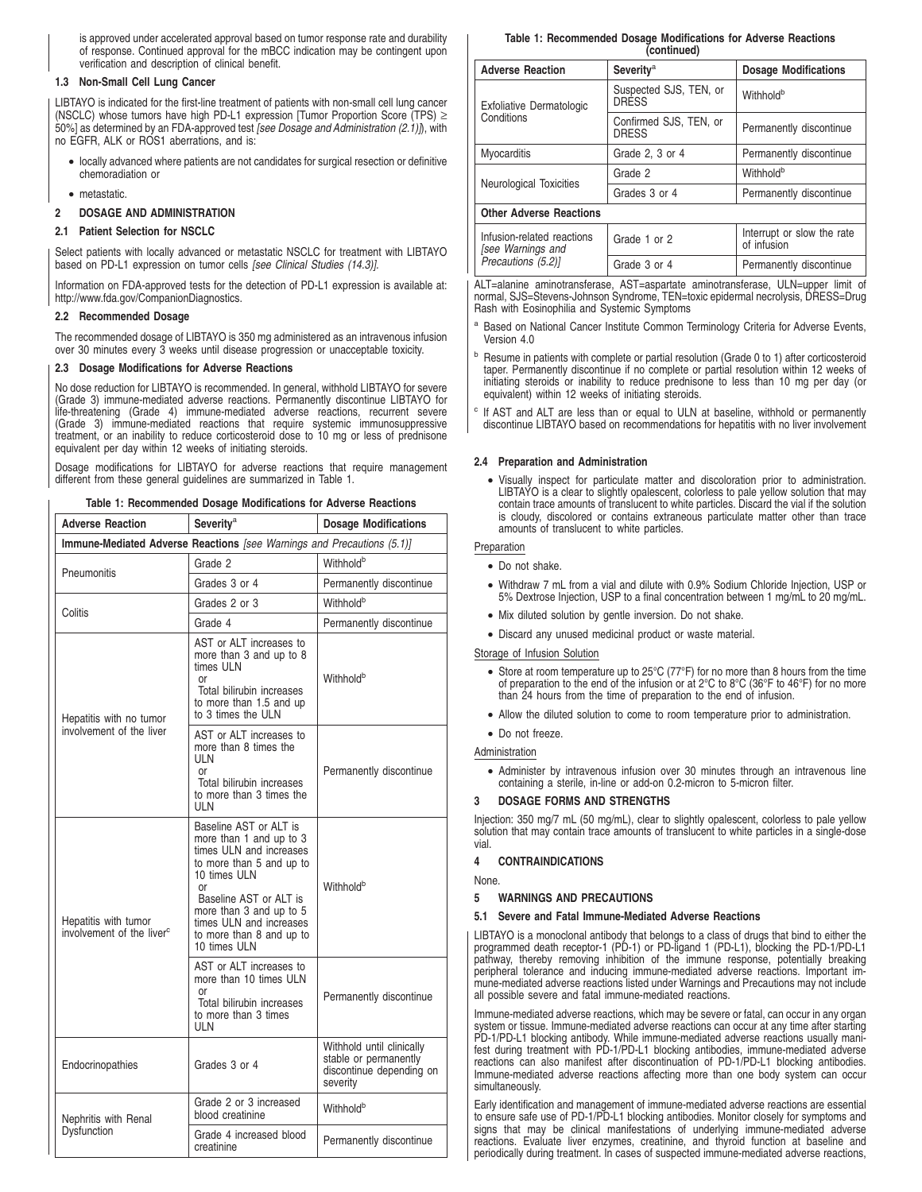is approved under accelerated approval based on tumor response rate and durability of response. Continued approval for the mBCC indication may be contingent upon verification and description of clinical benefit.

### 1.3 Non-Small Cell Lung Cancer

LIBTAYO is indicated for the first-line treatment of patients with non-small cell lung cancer (NSCLC) whose tumors have high PD-L1 expression [Tumor Proportion Score (TPS) ≥ 50%] as determined by an FDA-approved test *[see Dosage and Administration (2.1)]*, with no EGFR, ALK or ROS1 aberrations, and is:

- locally advanced where patients are not candidates for surgical resection or definitive chemoradiation or
- metastatic.

## 2 DOSAGE AND ADMINISTRATION

### 2.1 Patient Selection for NSCLC

Select patients with locally advanced or metastatic NSCLC for treatment with LIBTAYO based on PD-L1 expression on tumor cells *[see Clinical Studies (14.3)]*.

Information on FDA-approved tests for the detection of PD-L1 expression is available at: http://www.fda.gov/CompanionDiagnostics.

### 2.2 Recommended Dosage

The recommended dosage of LIBTAYO is 350 mg administered as an intravenous infusion over 30 minutes every 3 weeks until disease progression or unacceptable toxicity.

### 2.3 Dosage Modifications for Adverse Reactions

No dose reduction for LIBTAYO is recommended. In general, withhold LIBTAYO for severe (Grade 3) immune-mediated adverse reactions. Permanently discontinue LIBTAYO for life-threatening (Grade 4) immune-mediated adverse reactions, recurrent severe (Grade 3) immune-mediated reactions that require systemic immunosuppressive treatment, or an inability to reduce corticosteroid dose to 10 mg or less of prednisone equivalent per day within 12 weeks of initiating steroids.

Dosage modifications for LIBTAYO for adverse reactions that require management different from these general guidelines are summarized in Table 1.

**Table 1: Recommended Dosage Modifications for Adverse Reactions**

| Adverse Reaction | Severity[a] | Dosage Modifications |
|---|---|---|
| **Immune-Mediated Adverse Reactions** *[see Warnings and Precautions (5.1)]* | | |
| Pneumonitis | Grade 2 | Withhold[b] |
| | Grades 3 or 4 | Permanently discontinue |
| Colitis | Grades 2 or 3 | Withhold[b] |
| | Grade 4 | Permanently discontinue |
| Hepatitis with no tumor involvement of the liver | AST or ALT increases to more than 3 and up to 8 times ULN or Total bilirubin increases to more than 1.5 and up to 3 times the ULN | Withhold[b] |
| | AST or ALT increases to more than 8 times the ULN or Total bilirubin increases to more than 3 times the ULN | Permanently discontinue |
| Hepatitis with tumor involvement of the liver[c] | Baseline AST or ALT is more than 1 and up to 3 times ULN and increases to more than 5 and up to 10 times ULN or Baseline AST or ALT is more than 3 and up to 5 times ULN and increases to more than 8 and up to 10 times ULN | Withhold[b] |
| | AST or ALT increases to more than 10 times ULN or Total bilirubin increases to more than 3 times ULN | Permanently discontinue |
| Endocrinopathies | Grades 3 or 4 | Withhold until clinically stable or permanently discontinue depending on severity |
| Nephritis with Renal Dysfunction | Grade 2 or 3 increased blood creatinine | Withhold[b] |
| | Grade 4 increased blood creatinine | Permanently discontinue |
| Exfoliative Dermatologic Conditions | Suspected SJS, TEN, or DRESS | Withhold[b] |
| | Confirmed SJS, TEN, or DRESS | Permanently discontinue |
| Myocarditis | Grade 2, 3 or 4 | Permanently discontinue |
| Neurological Toxicities | Grade 2 | Withhold[b] |
| | Grades 3 or 4 | Permanently discontinue |
| **Other Adverse Reactions** | | |
| Infusion-related reactions *[see Warnings and Precautions (5.2)]* | Grade 1 or 2 | Interrupt or slow the rate of infusion |
| | Grade 3 or 4 | Permanently discontinue |

ALT=alanine aminotransferase, AST=aspartate aminotransferase, ULN=upper limit of normal, SJS=Stevens-Johnson Syndrome, TEN=toxic epidermal necrolysis, DRESS=Drug Rash with Eosinophilia and Systemic Symptoms

[a] Based on National Cancer Institute Common Terminology Criteria for Adverse Events, Version 4.0

[b] Resume in patients with complete or partial resolution (Grade 0 to 1) after corticosteroid taper. Permanently discontinue if no complete or partial resolution within 12 weeks of initiating steroids or inability to reduce prednisone to less than 10 mg per day (or equivalent) within 12 weeks of initiating steroids.

[c] If AST and ALT are less than or equal to ULN at baseline, withhold or permanently discontinue LIBTAYO based on recommendations for hepatitis with no liver involvement

### 2.4 Preparation and Administration

- Visually inspect for particulate matter and discoloration prior to administration. LIBTAYO is a clear to slightly opalescent, colorless to pale yellow solution that may contain trace amounts of translucent to white particles. Discard the vial if the solution is cloudy, discolored or contains extraneous particulate matter other than trace amounts of translucent to white particles.

Preparation

- Do not shake.
- Withdraw 7 mL from a vial and dilute with 0.9% Sodium Chloride Injection, USP or 5% Dextrose Injection, USP to a final concentration between 1 mg/mL to 20 mg/mL.
- Mix diluted solution by gentle inversion. Do not shake.
- Discard any unused medicinal product or waste material.

Storage of Infusion Solution

- Store at room temperature up to 25°C (77°F) for no more than 8 hours from the time of preparation to the end of the infusion or at 2°C to 8°C (36°F to 46°F) for no more than 24 hours from the time of preparation to the end of infusion.
- Allow the diluted solution to come to room temperature prior to administration.
- Do not freeze.

Administration

- Administer by intravenous infusion over 30 minutes through an intravenous line containing a sterile, in-line or add-on 0.2-micron to 5-micron filter.

## 3 DOSAGE FORMS AND STRENGTHS

Injection: 350 mg/7 mL (50 mg/mL), clear to slightly opalescent, colorless to pale yellow solution that may contain trace amounts of translucent to white particles in a single-dose vial.

## 4 CONTRAINDICATIONS

None.

## 5 WARNINGS AND PRECAUTIONS

### 5.1 Severe and Fatal Immune-Mediated Adverse Reactions

LIBTAYO is a monoclonal antibody that belongs to a class of drugs that bind to either the programmed death receptor-1 (PD-1) or PD-ligand 1 (PD-L1), blocking the PD-1/PD-L1 pathway, thereby removing inhibition of the immune response, potentially breaking peripheral tolerance and inducing immune-mediated adverse reactions. Important immune-mediated adverse reactions listed under Warnings and Precautions may not include all possible severe and fatal immune-mediated reactions.

Immune-mediated adverse reactions, which may be severe or fatal, can occur in any organ system or tissue. Immune-mediated adverse reactions can occur at any time after starting PD-1/PD-L1 blocking antibody. While immune-mediated adverse reactions usually manifest during treatment with PD-1/PD-L1 blocking antibodies, immune-mediated adverse reactions can also manifest after discontinuation of PD-1/PD-L1 blocking antibodies. Immune-mediated adverse reactions affecting more than one body system can occur simultaneously.

Early identification and management of immune-mediated adverse reactions are essential to ensure safe use of PD-1/PD-L1 blocking antibodies. Monitor closely for symptoms and signs that may be clinical manifestations of underlying immune-mediated adverse reactions. Evaluate liver enzymes, creatinine, and thyroid function at baseline and periodically during treatment. In cases of suspected immune-mediated adverse reactions,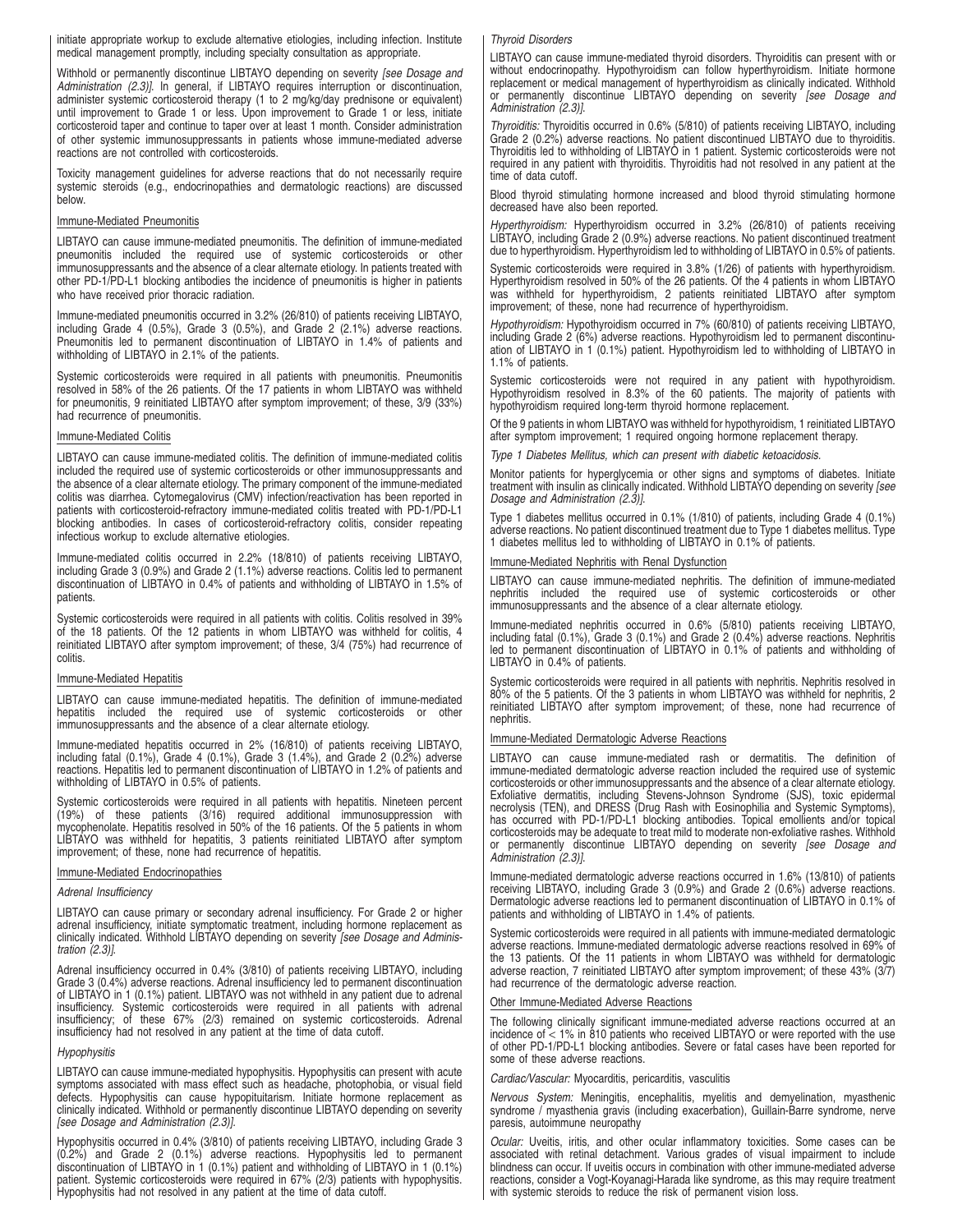initiate appropriate workup to exclude alternative etiologies, including infection. Institute medical management promptly, including specialty consultation as appropriate.

Withhold or permanently discontinue LIBTAYO depending on severity *[see Dosage and Administration (2.3)]*. In general, if LIBTAYO requires interruption or discontinuation, administer systemic corticosteroid therapy (1 to 2 mg/kg/day prednisone or equivalent) until improvement to Grade 1 or less. Upon improvement to Grade 1 or less, initiate corticosteroid taper and continue to taper over at least 1 month. Consider administration of other systemic immunosuppressants in patients whose immune-mediated adverse reactions are not controlled with corticosteroids.

Toxicity management guidelines for adverse reactions that do not necessarily require systemic steroids (e.g., endocrinopathies and dermatologic reactions) are discussed below.

Immune-Mediated Pneumonitis

LIBTAYO can cause immune-mediated pneumonitis. The definition of immune-mediated pneumonitis included the required use of systemic corticosteroids or other immunosuppressants and the absence of a clear alternate etiology. In patients treated with other PD-1/PD-L1 blocking antibodies the incidence of pneumonitis is higher in patients who have received prior thoracic radiation.

Immune-mediated pneumonitis occurred in 3.2% (26/810) of patients receiving LIBTAYO, including Grade 4 (0.5%), Grade 3 (0.5%), and Grade 2 (2.1%) adverse reactions. Pneumonitis led to permanent discontinuation of LIBTAYO in 1.4% of patients and withholding of LIBTAYO in 2.1% of the patients.

Systemic corticosteroids were required in all patients with pneumonitis. Pneumonitis resolved in 58% of the 26 patients. Of the 17 patients in whom LIBTAYO was withheld for pneumonitis, 9 reinitiated LIBTAYO after symptom improvement; of these, 3/9 (33%) had recurrence of pneumonitis.

Immune-Mediated Colitis

LIBTAYO can cause immune-mediated colitis. The definition of immune-mediated colitis included the required use of systemic corticosteroids or other immunosuppressants and the absence of a clear alternate etiology. The primary component of the immune-mediated colitis was diarrhea. Cytomegalovirus (CMV) infection/reactivation has been reported in patients with corticosteroid-refractory immune-mediated colitis treated with PD-1/PD-L1 blocking antibodies. In cases of corticosteroid-refractory colitis, consider repeating infectious workup to exclude alternative etiologies.

Immune-mediated colitis occurred in 2.2% (18/810) of patients receiving LIBTAYO, including Grade 3 (0.9%) and Grade 2 (1.1%) adverse reactions. Colitis led to permanent discontinuation of LIBTAYO in 0.4% of patients and withholding of LIBTAYO in 1.5% of patients.

Systemic corticosteroids were required in all patients with colitis. Colitis resolved in 39% of the 18 patients. Of the 12 patients in whom LIBTAYO was withheld for colitis, 4 reinitiated LIBTAYO after symptom improvement; of these, 3/4 (75%) had recurrence of colitis.

Immune-Mediated Hepatitis

LIBTAYO can cause immune-mediated hepatitis. The definition of immune-mediated hepatitis included the required use of systemic corticosteroids or other immunosuppressants and the absence of a clear alternate etiology.

Immune-mediated hepatitis occurred in 2% (16/810) of patients receiving LIBTAYO, including fatal (0.1%), Grade 4 (0.1%), Grade 3 (1.4%), and Grade 2 (0.2%) adverse reactions. Hepatitis led to permanent discontinuation of LIBTAYO in 1.2% of patients and withholding of LIBTAYO in 0.5% of patients.

Systemic corticosteroids were required in all patients with hepatitis. Nineteen percent (19%) of these patients (3/16) required additional immunosuppression with mycophenolate. Hepatitis resolved in 50% of the 16 patients. Of the 5 patients in whom LIBTAYO was withheld for hepatitis, 3 patients reinitiated LIBTAYO after symptom improvement; of these, none had recurrence of hepatitis.

Immune-Mediated Endocrinopathies

*Adrenal Insufficiency*

LIBTAYO can cause primary or secondary adrenal insufficiency. For Grade 2 or higher adrenal insufficiency, initiate symptomatic treatment, including hormone replacement as clinically indicated. Withhold LIBTAYO depending on severity *[see Dosage and Administration (2.3)]*.

Adrenal insufficiency occurred in 0.4% (3/810) of patients receiving LIBTAYO, including Grade 3 (0.4%) adverse reactions. Adrenal insufficiency led to permanent discontinuation of LIBTAYO in 1 (0.1%) patient. LIBTAYO was not withheld in any patient due to adrenal insufficiency. Systemic corticosteroids were required in all patients with adrenal insufficiency; of these 67% (2/3) remained on systemic corticosteroids. Adrenal insufficiency had not resolved in any patient at the time of data cutoff.

*Hypophysitis*

LIBTAYO can cause immune-mediated hypophysitis. Hypophysitis can present with acute symptoms associated with mass effect such as headache, photophobia, or visual field defects. Hypophysitis can cause hypopituitarism. Initiate hormone replacement as clinically indicated. Withhold or permanently discontinue LIBTAYO depending on severity *[see Dosage and Administration (2.3)]*.

Hypophysitis occurred in 0.4% (3/810) of patients receiving LIBTAYO, including Grade 3 (0.2%) and Grade 2 (0.1%) adverse reactions. Hypophysitis led to permanent discontinuation of LIBTAYO in 1 (0.1%) patient and withholding of LIBTAYO in 1 (0.1%) patient. Systemic corticosteroids were required in 67% (2/3) patients with hypophysitis. Hypophysitis had not resolved in any patient at the time of data cutoff.

*Thyroid Disorders*

LIBTAYO can cause immune-mediated thyroid disorders. Thyroiditis can present with or without endocrinopathy. Hypothyroidism can follow hyperthyroidism. Initiate hormone replacement or medical management of hyperthyroidism as clinically indicated. Withhold or permanently discontinue LIBTAYO depending on severity *[see Dosage and Administration (2.3)]*.

*Thyroiditis:* Thyroiditis occurred in 0.6% (5/810) of patients receiving LIBTAYO, including Grade 2 (0.2%) adverse reactions. No patient discontinued LIBTAYO due to thyroiditis. Thyroiditis led to withholding of LIBTAYO in 1 patient. Systemic corticosteroids were not required in any patient with thyroiditis. Thyroiditis had not resolved in any patient at the time of data cutoff.

Blood thyroid stimulating hormone increased and blood thyroid stimulating hormone decreased have also been reported.

*Hyperthyroidism:* Hyperthyroidism occurred in 3.2% (26/810) of patients receiving LIBTAYO, including Grade 2 (0.9%) adverse reactions. No patient discontinued treatment due to hyperthyroidism. Hyperthyroidism led to withholding of LIBTAYO in 0.5% of patients.

Systemic corticosteroids were required in 3.8% (1/26) of patients with hyperthyroidism. Hyperthyroidism resolved in 50% of the 26 patients. Of the 4 patients in whom LIBTAYO was withheld for hyperthyroidism, 2 patients reinitiated LIBTAYO after symptom improvement; of these, none had recurrence of hyperthyroidism.

*Hypothyroidism:* Hypothyroidism occurred in 7% (60/810) of patients receiving LIBTAYO, including Grade 2 (6%) adverse reactions. Hypothyroidism led to permanent discontinuation of LIBTAYO in 1 (0.1%) patient. Hypothyroidism led to withholding of LIBTAYO in 1.1% of patients.

Systemic corticosteroids were not required in any patient with hypothyroidism. Hypothyroidism resolved in 8.3% of the 60 patients. The majority of patients with hypothyroidism required long-term thyroid hormone replacement.

Of the 9 patients in whom LIBTAYO was withheld for hypothyroidism, 1 reinitiated LIBTAYO after symptom improvement; 1 required ongoing hormone replacement therapy.

*Type 1 Diabetes Mellitus, which can present with diabetic ketoacidosis.*

Monitor patients for hyperglycemia or other signs and symptoms of diabetes. Initiate treatment with insulin as clinically indicated. Withhold LIBTAYO depending on severity *[see Dosage and Administration (2.3)]*.

Type 1 diabetes mellitus occurred in 0.1% (1/810) of patients, including Grade 4 (0.1%) adverse reactions. No patient discontinued treatment due to Type 1 diabetes mellitus. Type 1 diabetes mellitus led to withholding of LIBTAYO in 0.1% of patients.

Immune-Mediated Nephritis with Renal Dysfunction

LIBTAYO can cause immune-mediated nephritis. The definition of immune-mediated nephritis included the required use of systemic corticosteroids or other immunosuppressants and the absence of a clear alternate etiology.

Immune-mediated nephritis occurred in 0.6% (5/810) patients receiving LIBTAYO, including fatal (0.1%), Grade 3 (0.1%) and Grade 2 (0.4%) adverse reactions. Nephritis led to permanent discontinuation of LIBTAYO in 0.1% of patients and withholding of LIBTAYO in 0.4% of patients.

Systemic corticosteroids were required in all patients with nephritis. Nephritis resolved in 80% of the 5 patients. Of the 3 patients in whom LIBTAYO was withheld for nephritis, 2 reinitiated LIBTAYO after symptom improvement; of these, none had recurrence of nephritis.

Immune-Mediated Dermatologic Adverse Reactions

LIBTAYO can cause immune-mediated rash or dermatitis. The definition of immune-mediated dermatologic adverse reaction included the required use of systemic corticosteroids or other immunosuppressants and the absence of a clear alternate etiology. Exfoliative dermatitis, including Stevens-Johnson Syndrome (SJS), toxic epidermal necrolysis (TEN), and DRESS (Drug Rash with Eosinophilia and Systemic Symptoms), has occurred with PD-1/PD-L1 blocking antibodies. Topical emollients and/or topical corticosteroids may be adequate to treat mild to moderate non-exfoliative rashes. Withhold or permanently discontinue LIBTAYO depending on severity *[see Dosage and Administration (2.3)]*.

Immune-mediated dermatologic adverse reactions occurred in 1.6% (13/810) of patients receiving LIBTAYO, including Grade 3 (0.9%) and Grade 2 (0.6%) adverse reactions. Dermatologic adverse reactions led to permanent discontinuation of LIBTAYO in 0.1% of patients and withholding of LIBTAYO in 1.4% of patients.

Systemic corticosteroids were required in all patients with immune-mediated dermatologic adverse reactions. Immune-mediated dermatologic adverse reactions resolved in 69% of the 13 patients. Of the 11 patients in whom LIBTAYO was withheld for dermatologic adverse reaction, 7 reinitiated LIBTAYO after symptom improvement; of these 43% (3/7) had recurrence of the dermatologic adverse reaction.

Other Immune-Mediated Adverse Reactions

The following clinically significant immune-mediated adverse reactions occurred at an incidence of < 1% in 810 patients who received LIBTAYO or were reported with the use of other PD-1/PD-L1 blocking antibodies. Severe or fatal cases have been reported for some of these adverse reactions.

*Cardiac/Vascular:* Myocarditis, pericarditis, vasculitis

*Nervous System:* Meningitis, encephalitis, myelitis and demyelination, myasthenic syndrome / myasthenia gravis (including exacerbation), Guillain-Barre syndrome, nerve paresis, autoimmune neuropathy

*Ocular:* Uveitis, iritis, and other ocular inflammatory toxicities. Some cases can be associated with retinal detachment. Various grades of visual impairment to include blindness can occur. If uveitis occurs in combination with other immune-mediated adverse reactions, consider a Vogt-Koyanagi-Harada like syndrome, as this may require treatment with systemic steroids to reduce the risk of permanent vision loss.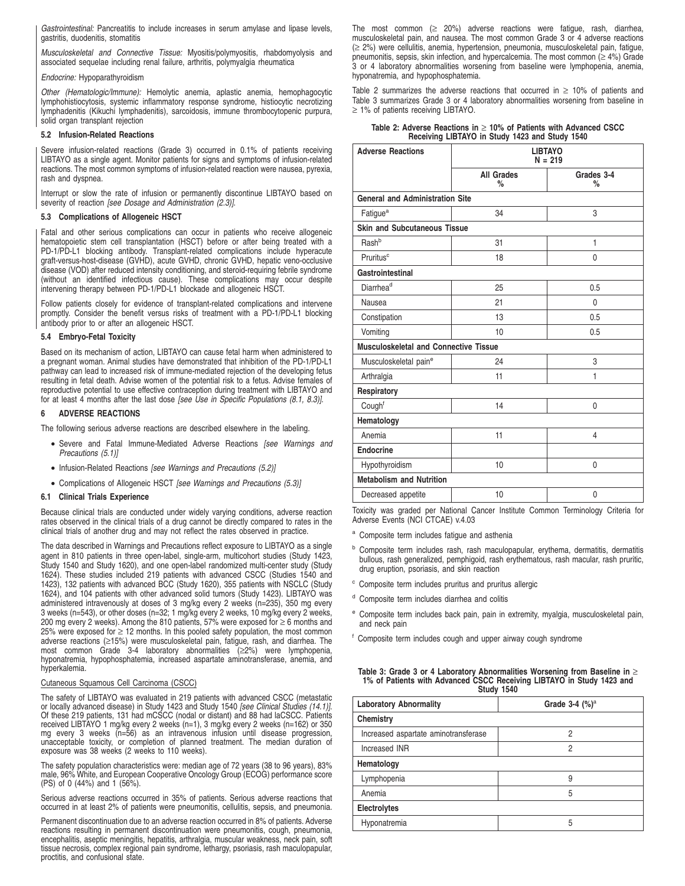*Gastrointestinal:* Pancreatitis to include increases in serum amylase and lipase levels, gastritis, duodenitis, stomatitis

*Musculoskeletal and Connective Tissue:* Myositis/polymyositis, rhabdomyolysis and associated sequelae including renal failure, arthritis, polymyalgia rheumatica

*Endocrine:* Hypoparathyroidism

*Other (Hematologic/Immune):* Hemolytic anemia, aplastic anemia, hemophagocytic lymphohistiocytosis, systemic inflammatory response syndrome, histiocytic necrotizing lymphadenitis (Kikuchi lymphadenitis), sarcoidosis, immune thrombocytopenic purpura, solid organ transplant rejection

### 5.2 Infusion-Related Reactions

Severe infusion-related reactions (Grade 3) occurred in 0.1% of patients receiving LIBTAYO as a single agent. Monitor patients for signs and symptoms of infusion-related reactions. The most common symptoms of infusion-related reaction were nausea, pyrexia, rash and dyspnea.

Interrupt or slow the rate of infusion or permanently discontinue LIBTAYO based on severity of reaction *[see Dosage and Administration (2.3)]*.

### 5.3 Complications of Allogeneic HSCT

Fatal and other serious complications can occur in patients who receive allogeneic hematopoietic stem cell transplantation (HSCT) before or after being treated with a PD-1/PD-L1 blocking antibody. Transplant-related complications include hyperacute graft-versus-host-disease (GVHD), acute GVHD, chronic GVHD, hepatic veno-occlusive disease (VOD) after reduced intensity conditioning, and steroid-requiring febrile syndrome (without an identified infectious cause). These complications may occur despite intervening therapy between PD-1/PD-L1 blockade and allogeneic HSCT.

Follow patients closely for evidence of transplant-related complications and intervene promptly. Consider the benefit versus risks of treatment with a PD-1/PD-L1 blocking antibody prior to or after an allogeneic HSCT.

### 5.4 Embryo-Fetal Toxicity

Based on its mechanism of action, LIBTAYO can cause fetal harm when administered to a pregnant woman. Animal studies have demonstrated that inhibition of the PD-1/PD-L1 pathway can lead to increased risk of immune-mediated rejection of the developing fetus resulting in fetal death. Advise women of the potential risk to a fetus. Advise females of reproductive potential to use effective contraception during treatment with LIBTAYO and for at least 4 months after the last dose *[see Use in Specific Populations (8.1, 8.3)]*.

## 6 ADVERSE REACTIONS

The following serious adverse reactions are described elsewhere in the labeling.

- Severe and Fatal Immune-Mediated Adverse Reactions *[see Warnings and Precautions (5.1)]*
- Infusion-Related Reactions *[see Warnings and Precautions (5.2)]*
- Complications of Allogeneic HSCT *[see Warnings and Precautions (5.3)]*

### 6.1 Clinical Trials Experience

Because clinical trials are conducted under widely varying conditions, adverse reaction rates observed in the clinical trials of a drug cannot be directly compared to rates in the clinical trials of another drug and may not reflect the rates observed in practice.

The data described in Warnings and Precautions reflect exposure to LIBTAYO as a single agent in 810 patients in three open-label, single-arm, multicohort studies (Study 1423, Study 1540 and Study 1620), and one open-label randomized multi-center study (Study 1624). These studies included 219 patients with advanced CSCC (Studies 1540 and 1423), 132 patients with advanced BCC (Study 1620), 355 patients with NSCLC (Study 1624), and 104 patients with other advanced solid tumors (Study 1423). LIBTAYO was administered intravenously at doses of 3 mg/kg every 2 weeks (n=235), 350 mg every 3 weeks (n=543), or other doses (n=32; 1 mg/kg every 2 weeks, 10 mg/kg every 2 weeks, 200 mg every 2 weeks). Among the 810 patients, 57% were exposed for ≥ 6 months and 25% were exposed for ≥ 12 months. In this pooled safety population, the most common adverse reactions (≥15%) were musculoskeletal pain, fatigue, rash, and diarrhea. The most common Grade 3-4 laboratory abnormalities (≥2%) were lymphopenia, hyponatremia, hypophosphatemia, increased aspartate aminotransferase, anemia, and hyperkalemia.

Cutaneous Squamous Cell Carcinoma (CSCC)

The safety of LIBTAYO was evaluated in 219 patients with advanced CSCC (metastatic or locally advanced disease) in Study 1423 and Study 1540 *[see Clinical Studies (14.1)]*. Of these 219 patients, 131 had mCSCC (nodal or distant) and 88 had laCSCC. Patients received LIBTAYO 1 mg/kg every 2 weeks (n=1), 3 mg/kg every 2 weeks (n=162) or 350 mg every 3 weeks (n=56) as an intravenous infusion until disease progression, unacceptable toxicity, or completion of planned treatment. The median duration of exposure was 38 weeks (2 weeks to 110 weeks).

The safety population characteristics were: median age of 72 years (38 to 96 years), 83% male, 96% White, and European Cooperative Oncology Group (ECOG) performance score (PS) of 0 (44%) and 1 (56%).

Serious adverse reactions occurred in 35% of patients. Serious adverse reactions that occurred in at least 2% of patients were pneumonitis, cellulitis, sepsis, and pneumonia.

Permanent discontinuation due to an adverse reaction occurred in 8% of patients. Adverse reactions resulting in permanent discontinuation were pneumonitis, cough, pneumonia, encephalitis, aseptic meningitis, hepatitis, arthralgia, muscular weakness, neck pain, soft tissue necrosis, complex regional pain syndrome, lethargy, psoriasis, rash maculopapular, proctitis, and confusional state.

The most common (≥ 20%) adverse reactions were fatigue, rash, diarrhea, musculoskeletal pain, and nausea. The most common Grade 3 or 4 adverse reactions (≥ 2%) were cellulitis, anemia, hypertension, pneumonia, musculoskeletal pain, fatigue, pneumonitis, sepsis, skin infection, and hypercalcemia. The most common (≥ 4%) Grade 3 or 4 laboratory abnormalities worsening from baseline were lymphopenia, anemia, hyponatremia, and hypophosphatemia.

Table 2 summarizes the adverse reactions that occurred in ≥ 10% of patients and Table 3 summarizes Grade 3 or 4 laboratory abnormalities worsening from baseline in ≥ 1% of patients receiving LIBTAYO.

**Table 2: Adverse Reactions in ≥ 10% of Patients with Advanced CSCC Receiving LIBTAYO in Study 1423 and Study 1540**

| Adverse Reactions | LIBTAYO N = 219 | |
|---|---|---|
| | All Grades % | Grades 3-4 % |
| **General and Administration Site** | | |
| Fatigue[a] | 34 | 3 |
| **Skin and Subcutaneous Tissue** | | |
| Rash[b] | 31 | 1 |
| Pruritus[c] | 18 | 0 |
| **Gastrointestinal** | | |
| Diarrhea[d] | 25 | 0.5 |
| Nausea | 21 | 0 |
| Constipation | 13 | 0.5 |
| Vomiting | 10 | 0.5 |
| **Musculoskeletal and Connective Tissue** | | |
| Musculoskeletal pain[e] | 24 | 3 |
| Arthralgia | 11 | 1 |
| **Respiratory** | | |
| Cough[f] | 14 | 0 |
| **Hematology** | | |
| Anemia | 11 | 4 |
| **Endocrine** | | |
| Hypothyroidism | 10 | 0 |
| **Metabolism and Nutrition** | | |
| Decreased appetite | 10 | 0 |

Toxicity was graded per National Cancer Institute Common Terminology Criteria for Adverse Events (NCI CTCAE) v.4.03

[a] Composite term includes fatigue and asthenia

[b] Composite term includes rash, rash maculopapular, erythema, dermatitis, dermatitis bullous, rash generalized, pemphigoid, rash erythematous, rash macular, rash pruritic, drug eruption, psoriasis, and skin reaction

[c] Composite term includes pruritus and pruritus allergic

[d] Composite term includes diarrhea and colitis

[e] Composite term includes back pain, pain in extremity, myalgia, musculoskeletal pain, and neck pain

[f] Composite term includes cough and upper airway cough syndrome

**Table 3: Grade 3 or 4 Laboratory Abnormalities Worsening from Baseline in ≥ 1% of Patients with Advanced CSCC Receiving LIBTAYO in Study 1423 and Study 1540**

| Laboratory Abnormality | Grade 3-4 (%)[a] |
|---|---|
| **Chemistry** | |
| Increased aspartate aminotransferase | 2 |
| Increased INR | 2 |
| **Hematology** | |
| Lymphopenia | 9 |
| Anemia | 5 |
| **Electrolytes** | |
| Hyponatremia | 5 |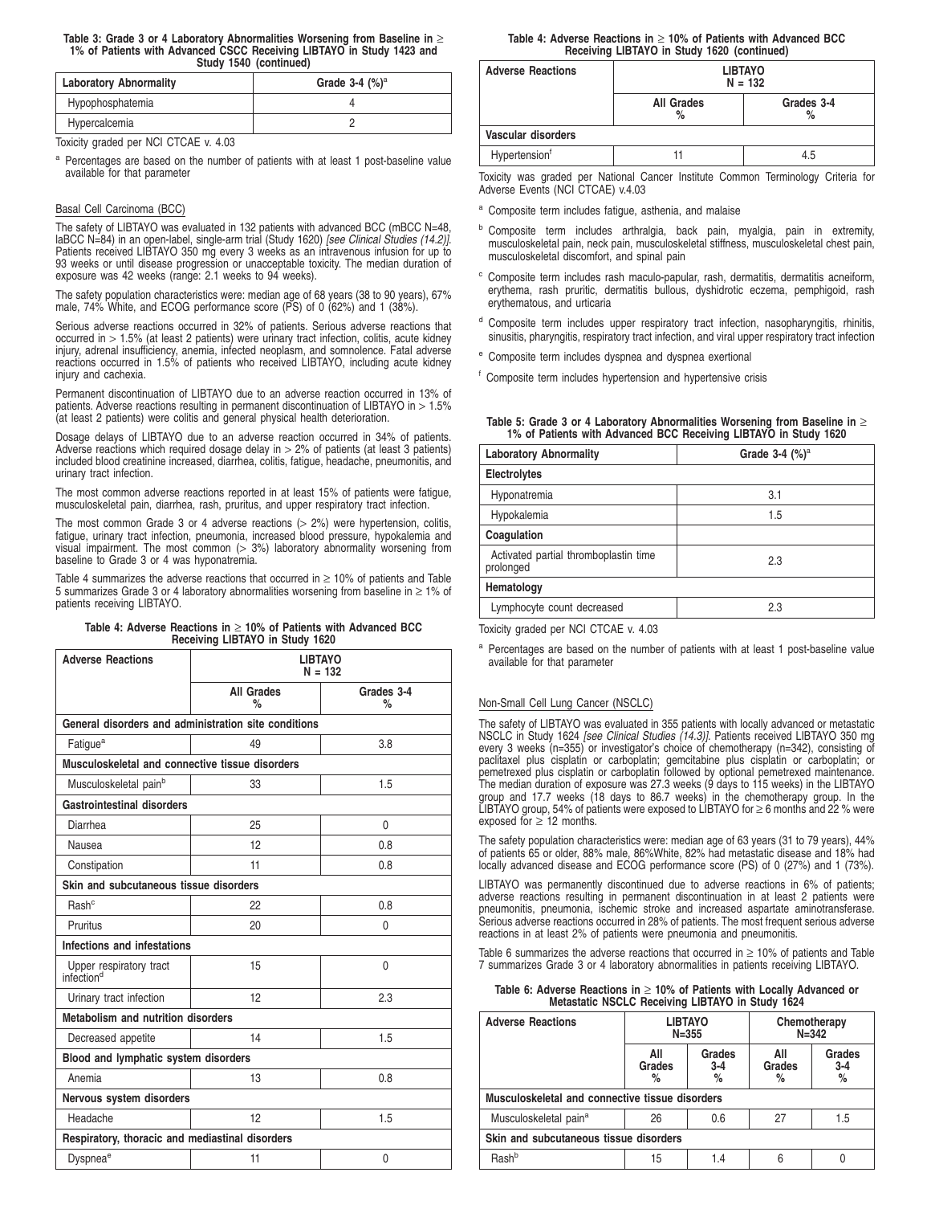**Table 3: Grade 3 or 4 Laboratory Abnormalities Worsening from Baseline in ≥ 1% of Patients with Advanced CSCC Receiving LIBTAYO in Study 1423 and Study 1540 (continued)**

| Laboratory Abnormality | Grade 3-4 (%)[a] |
|---|---|
| Hypophosphatemia | 4 |
| Hypercalcemia | 2 |

Toxicity graded per NCI CTCAE v. 4.03

[a] Percentages are based on the number of patients with at least 1 post-baseline value available for that parameter

Basal Cell Carcinoma (BCC)

The safety of LIBTAYO was evaluated in 132 patients with advanced BCC (mBCC N=48, laBCC N=84) in an open-label, single-arm trial (Study 1620) *[see Clinical Studies (14.2)]*. Patients received LIBTAYO 350 mg every 3 weeks as an intravenous infusion for up to 93 weeks or until disease progression or unacceptable toxicity. The median duration of exposure was 42 weeks (range: 2.1 weeks to 94 weeks).

The safety population characteristics were: median age of 68 years (38 to 90 years), 67% male, 74% White, and ECOG performance score (PS) of 0 (62%) and 1 (38%).

Serious adverse reactions occurred in 32% of patients. Serious adverse reactions that occurred in > 1.5% (at least 2 patients) were urinary tract infection, colitis, acute kidney injury, adrenal insufficiency, anemia, infected neoplasm, and somnolence. Fatal adverse reactions occurred in 1.5% of patients who received LIBTAYO, including acute kidney injury and cachexia.

Permanent discontinuation of LIBTAYO due to an adverse reaction occurred in 13% of patients. Adverse reactions resulting in permanent discontinuation of LIBTAYO in > 1.5% (at least 2 patients) were colitis and general physical health deterioration.

Dosage delays of LIBTAYO due to an adverse reaction occurred in 34% of patients. Adverse reactions which required dosage delay in > 2% of patients (at least 3 patients) included blood creatinine increased, diarrhea, colitis, fatigue, headache, pneumonitis, and urinary tract infection.

The most common adverse reactions reported in at least 15% of patients were fatigue, musculoskeletal pain, diarrhea, rash, pruritus, and upper respiratory tract infection.

The most common Grade 3 or 4 adverse reactions (> 2%) were hypertension, colitis, fatigue, urinary tract infection, pneumonia, increased blood pressure, hypokalemia and visual impairment. The most common (> 3%) laboratory abnormality worsening from baseline to Grade 3 or 4 was hyponatremia.

Table 4 summarizes the adverse reactions that occurred in ≥ 10% of patients and Table 5 summarizes Grade 3 or 4 laboratory abnormalities worsening from baseline in ≥ 1% of patients receiving LIBTAYO.

**Table 4: Adverse Reactions in ≥ 10% of Patients with Advanced BCC Receiving LIBTAYO in Study 1620**

| Adverse Reactions | LIBTAYO N = 132 | |
|---|---|---|
| | All Grades % | Grades 3-4 % |
| **General disorders and administration site conditions** | | |
| Fatigue[a] | 49 | 3.8 |
| **Musculoskeletal and connective tissue disorders** | | |
| Musculoskeletal pain[b] | 33 | 1.5 |
| **Gastrointestinal disorders** | | |
| Diarrhea | 25 | 0 |
| Nausea | 12 | 0.8 |
| Constipation | 11 | 0.8 |
| **Skin and subcutaneous tissue disorders** | | |
| Rash[c] | 22 | 0.8 |
| Pruritus | 20 | 0 |
| **Infections and infestations** | | |
| Upper respiratory tract infection[d] | 15 | 0 |
| Urinary tract infection | 12 | 2.3 |
| **Metabolism and nutrition disorders** | | |
| Decreased appetite | 14 | 1.5 |
| **Blood and lymphatic system disorders** | | |
| Anemia | 13 | 0.8 |
| **Nervous system disorders** | | |
| Headache | 12 | 1.5 |
| **Respiratory, thoracic and mediastinal disorders** | | |
| Dyspnea[e] | 11 | 0 |
| **Vascular disorders** | | |
| Hypertension[f] | 11 | 4.5 |

Toxicity was graded per National Cancer Institute Common Terminology Criteria for Adverse Events (NCI CTCAE) v.4.03

[a] Composite term includes fatigue, asthenia, and malaise

[b] Composite term includes arthralgia, back pain, myalgia, pain in extremity, musculoskeletal pain, neck pain, musculoskeletal stiffness, musculoskeletal chest pain, musculoskeletal discomfort, and spinal pain

[c] Composite term includes rash maculo-papular, rash, dermatitis, dermatitis acneiform, erythema, rash pruritic, dermatitis bullous, dyshidrotic eczema, pemphigoid, rash erythematous, and urticaria

[d] Composite term includes upper respiratory tract infection, nasopharyngitis, rhinitis, sinusitis, pharyngitis, respiratory tract infection, and viral upper respiratory tract infection

[e] Composite term includes dyspnea and dyspnea exertional

[f] Composite term includes hypertension and hypertensive crisis

**Table 5: Grade 3 or 4 Laboratory Abnormalities Worsening from Baseline in ≥ 1% of Patients with Advanced BCC Receiving LIBTAYO in Study 1620**

| Laboratory Abnormality | Grade 3-4 (%)[a] |
|---|---|
| **Electrolytes** | |
| Hyponatremia | 3.1 |
| Hypokalemia | 1.5 |
| **Coagulation** | |
| Activated partial thromboplastin time prolonged | 2.3 |
| **Hematology** | |
| Lymphocyte count decreased | 2.3 |

Toxicity graded per NCI CTCAE v. 4.03

[a] Percentages are based on the number of patients with at least 1 post-baseline value available for that parameter

Non-Small Cell Lung Cancer (NSCLC)

The safety of LIBTAYO was evaluated in 355 patients with locally advanced or metastatic NSCLC in Study 1624 *[see Clinical Studies (14.3)]*. Patients received LIBTAYO 350 mg every 3 weeks (n=355) or investigator's choice of chemotherapy (n=342), consisting of paclitaxel plus cisplatin or carboplatin; gemcitabine plus cisplatin or carboplatin; or pemetrexed plus cisplatin or carboplatin followed by optional pemetrexed maintenance. The median duration of exposure was 27.3 weeks (9 days to 115 weeks) in the LIBTAYO group and 17.7 weeks (18 days to 86.7 weeks) in the chemotherapy group. In the LIBTAYO group, 54% of patients were exposed to LIBTAYO for ≥ 6 months and 22 % were exposed for ≥ 12 months.

The safety population characteristics were: median age of 63 years (31 to 79 years), 44% of patients 65 or older, 88% male, 86%White, 82% had metastatic disease and 18% had locally advanced disease and ECOG performance score (PS) of 0 (27%) and 1 (73%).

LIBTAYO was permanently discontinued due to adverse reactions in 6% of patients; adverse reactions resulting in permanent discontinuation in at least 2 patients were pneumonitis, pneumonia, ischemic stroke and increased aspartate aminotransferase. Serious adverse reactions occurred in 28% of patients. The most frequent serious adverse reactions in at least 2% of patients were pneumonia and pneumonitis.

Table 6 summarizes the adverse reactions that occurred in ≥ 10% of patients and Table 7 summarizes Grade 3 or 4 laboratory abnormalities in patients receiving LIBTAYO.

**Table 6: Adverse Reactions in ≥ 10% of Patients with Locally Advanced or Metastatic NSCLC Receiving LIBTAYO in Study 1624**

| Adverse Reactions | LIBTAYO N=355 | | Chemotherapy N=342 | |
|---|---|---|---|---|
| | All Grades % | Grades 3-4 % | All Grades % | Grades 3-4 % |
| **Musculoskeletal and connective tissue disorders** | | | | |
| Musculoskeletal pain[a] | 26 | 0.6 | 27 | 1.5 |
| **Skin and subcutaneous tissue disorders** | | | | |
| Rash[b] | 15 | 1.4 | 6 | 0 |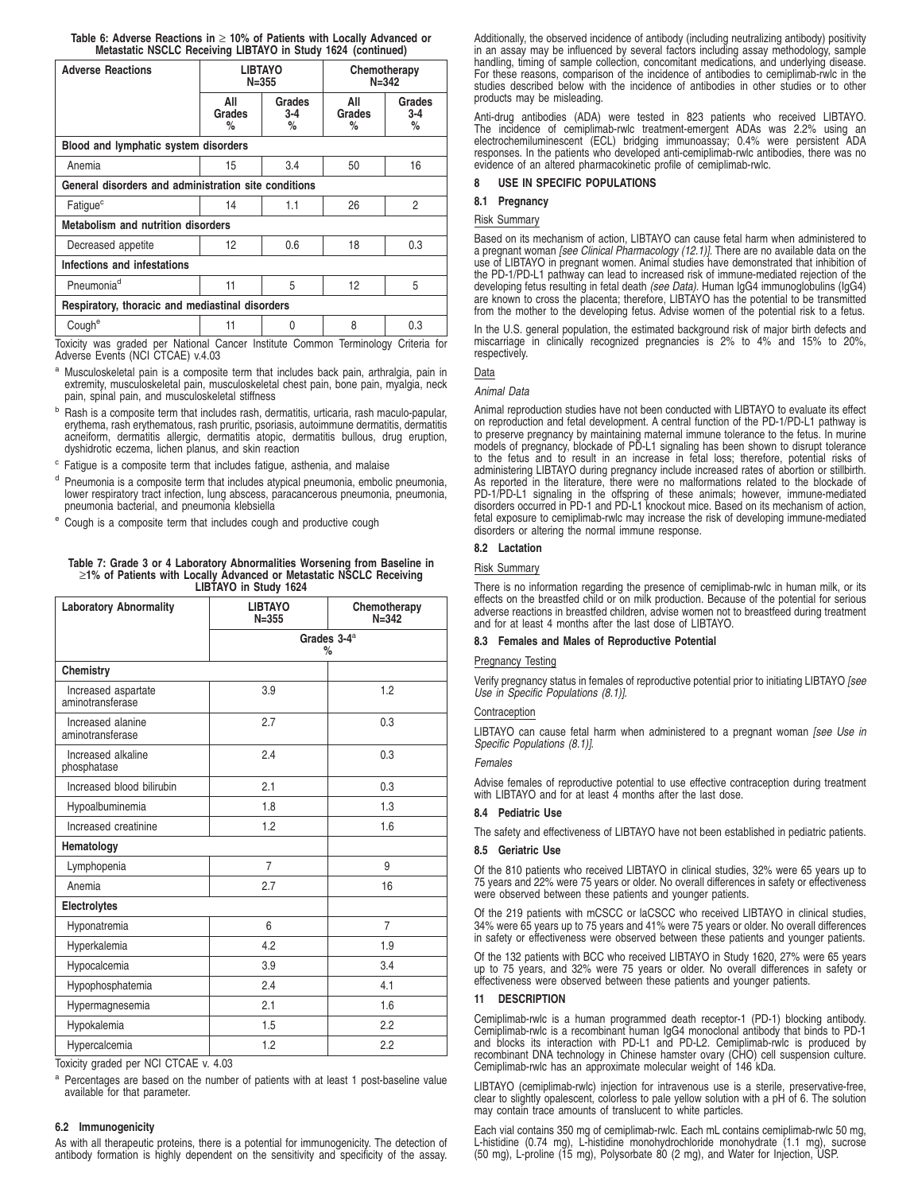**Table 6: Adverse Reactions in ≥ 10% of Patients with Locally Advanced or Metastatic NSCLC Receiving LIBTAYO in Study 1624 (continued)**

| Adverse Reactions | LIBTAYO N=355 | | Chemotherapy N=342 | |
|---|---|---|---|---|
| | All Grades % | Grades 3-4 % | All Grades % | Grades 3-4 % |
| **Blood and lymphatic system disorders** | | | | |
| Anemia | 15 | 3.4 | 50 | 16 |
| **General disorders and administration site conditions** | | | | |
| Fatigue[c] | 14 | 1.1 | 26 | 2 |
| **Metabolism and nutrition disorders** | | | | |
| Decreased appetite | 12 | 0.6 | 18 | 0.3 |
| **Infections and infestations** | | | | |
| Pneumonia[d] | 11 | 5 | 12 | 5 |
| **Respiratory, thoracic and mediastinal disorders** | | | | |
| Cough[e] | 11 | 0 | 8 | 0.3 |

Toxicity was graded per National Cancer Institute Common Terminology Criteria for Adverse Events (NCI CTCAE) v.4.03

[a] Musculoskeletal pain is a composite term that includes back pain, arthralgia, pain in extremity, musculoskeletal pain, musculoskeletal chest pain, bone pain, myalgia, neck pain, spinal pain, and musculoskeletal stiffness

[b] Rash is a composite term that includes rash, dermatitis, urticaria, rash maculo-papular, erythema, rash erythematous, rash pruritic, psoriasis, autoimmune dermatitis, dermatitis acneiform, dermatitis allergic, dermatitis atopic, dermatitis bullous, drug eruption, dyshidrotic eczema, lichen planus, and skin reaction

[c] Fatigue is a composite term that includes fatigue, asthenia, and malaise

[d] Pneumonia is a composite term that includes atypical pneumonia, embolic pneumonia, lower respiratory tract infection, lung abscess, paracancerous pneumonia, pneumonia, pneumonia bacterial, and pneumonia klebsiella

[e] Cough is a composite term that includes cough and productive cough

**Table 7: Grade 3 or 4 Laboratory Abnormalities Worsening from Baseline in ≥1% of Patients with Locally Advanced or Metastatic NSCLC Receiving LIBTAYO in Study 1624**

| Laboratory Abnormality | LIBTAYO N=355 | Chemotherapy N=342 |
|---|---|---|
| | Grades 3-4[a] % | |
| **Chemistry** | | |
| Increased aspartate aminotransferase | 3.9 | 1.2 |
| Increased alanine aminotransferase | 2.7 | 0.3 |
| Increased alkaline phosphatase | 2.4 | 0.3 |
| Increased blood bilirubin | 2.1 | 0.3 |
| Hypoalbuminemia | 1.8 | 1.3 |
| Increased creatinine | 1.2 | 1.6 |
| **Hematology** | | |
| Lymphopenia | 7 | 9 |
| Anemia | 2.7 | 16 |
| **Electrolytes** | | |
| Hyponatremia | 6 | 7 |
| Hyperkalemia | 4.2 | 1.9 |
| Hypocalcemia | 3.9 | 3.4 |
| Hypophosphatemia | 2.4 | 4.1 |
| Hypermagnesemia | 2.1 | 1.6 |
| Hypokalemia | 1.5 | 2.2 |
| Hypercalcemia | 1.2 | 2.2 |

Toxicity graded per NCI CTCAE v. 4.03

[a] Percentages are based on the number of patients with at least 1 post-baseline value available for that parameter.

### 6.2 Immunogenicity

As with all therapeutic proteins, there is a potential for immunogenicity. The detection of antibody formation is highly dependent on the sensitivity and specificity of the assay. Additionally, the observed incidence of antibody (including neutralizing antibody) positivity in an assay may be influenced by several factors including assay methodology, sample handling, timing of sample collection, concomitant medications, and underlying disease. For these reasons, comparison of the incidence of antibodies to cemiplimab-rwlc in the studies described below with the incidence of antibodies in other studies or to other products may be misleading.

Anti-drug antibodies (ADA) were tested in 823 patients who received LIBTAYO. The incidence of cemiplimab-rwlc treatment-emergent ADAs was 2.2% using an electrochemiluminescent (ECL) bridging immunoassay; 0.4% were persistent ADA responses. In the patients who developed anti-cemiplimab-rwlc antibodies, there was no evidence of an altered pharmacokinetic profile of cemiplimab-rwlc.

## 8 USE IN SPECIFIC POPULATIONS

### 8.1 Pregnancy

Risk Summary

Based on its mechanism of action, LIBTAYO can cause fetal harm when administered to a pregnant woman *[see Clinical Pharmacology (12.1)]*. There are no available data on the use of LIBTAYO in pregnant women. Animal studies have demonstrated that inhibition of the PD-1/PD-L1 pathway can lead to increased risk of immune-mediated rejection of the developing fetus resulting in fetal death *(see Data)*. Human IgG4 immunoglobulins (IgG4) are known to cross the placenta; therefore, LIBTAYO has the potential to be transmitted from the mother to the developing fetus. Advise women of the potential risk to a fetus.

In the U.S. general population, the estimated background risk of major birth defects and miscarriage in clinically recognized pregnancies is 2% to 4% and 15% to 20%, respectively.

Data

*Animal Data*

Animal reproduction studies have not been conducted with LIBTAYO to evaluate its effect on reproduction and fetal development. A central function of the PD-1/PD-L1 pathway is to preserve pregnancy by maintaining maternal immune tolerance to the fetus. In murine models of pregnancy, blockade of PD-L1 signaling has been shown to disrupt tolerance to the fetus and to result in an increase in fetal loss; therefore, potential risks of administering LIBTAYO during pregnancy include increased rates of abortion or stillbirth. As reported in the literature, there were no malformations related to the blockade of PD-1/PD-L1 signaling in the offspring of these animals; however, immune-mediated disorders occurred in PD-1 and PD-L1 knockout mice. Based on its mechanism of action, fetal exposure to cemiplimab-rwlc may increase the risk of developing immune-mediated disorders or altering the normal immune response.

### 8.2 Lactation

Risk Summary

There is no information regarding the presence of cemiplimab-rwlc in human milk, or its effects on the breastfed child or on milk production. Because of the potential for serious adverse reactions in breastfed children, advise women not to breastfeed during treatment and for at least 4 months after the last dose of LIBTAYO.

### 8.3 Females and Males of Reproductive Potential

Pregnancy Testing

Verify pregnancy status in females of reproductive potential prior to initiating LIBTAYO *[see Use in Specific Populations (8.1)]*.

Contraception

LIBTAYO can cause fetal harm when administered to a pregnant woman *[see Use in Specific Populations (8.1)]*.

*Females*

Advise females of reproductive potential to use effective contraception during treatment with LIBTAYO and for at least 4 months after the last dose.

### 8.4 Pediatric Use

The safety and effectiveness of LIBTAYO have not been established in pediatric patients.

### 8.5 Geriatric Use

Of the 810 patients who received LIBTAYO in clinical studies, 32% were 65 years up to 75 years and 22% were 75 years or older. No overall differences in safety or effectiveness were observed between these patients and younger patients.

Of the 219 patients with mCSCC or laCSCC who received LIBTAYO in clinical studies, 34% were 65 years up to 75 years and 41% were 75 years or older. No overall differences in safety or effectiveness were observed between these patients and younger patients.

Of the 132 patients with BCC who received LIBTAYO in Study 1620, 27% were 65 years up to 75 years, and 32% were 75 years or older. No overall differences in safety or effectiveness were observed between these patients and younger patients.

## 11 DESCRIPTION

Cemiplimab-rwlc is a human programmed death receptor-1 (PD-1) blocking antibody. Cemiplimab-rwlc is a recombinant human IgG4 monoclonal antibody that binds to PD-1 and blocks its interaction with PD-L1 and PD-L2. Cemiplimab-rwlc is produced by recombinant DNA technology in Chinese hamster ovary (CHO) cell suspension culture. Cemiplimab-rwlc has an approximate molecular weight of 146 kDa.

LIBTAYO (cemiplimab-rwlc) injection for intravenous use is a sterile, preservative-free, clear to slightly opalescent, colorless to pale yellow solution with a pH of 6. The solution may contain trace amounts of translucent to white particles.

Each vial contains 350 mg of cemiplimab-rwlc. Each mL contains cemiplimab-rwlc 50 mg, L-histidine (0.74 mg), L-histidine monohydrochloride monohydrate (1.1 mg), sucrose (50 mg), L-proline (15 mg), Polysorbate 80 (2 mg), and Water for Injection, USP.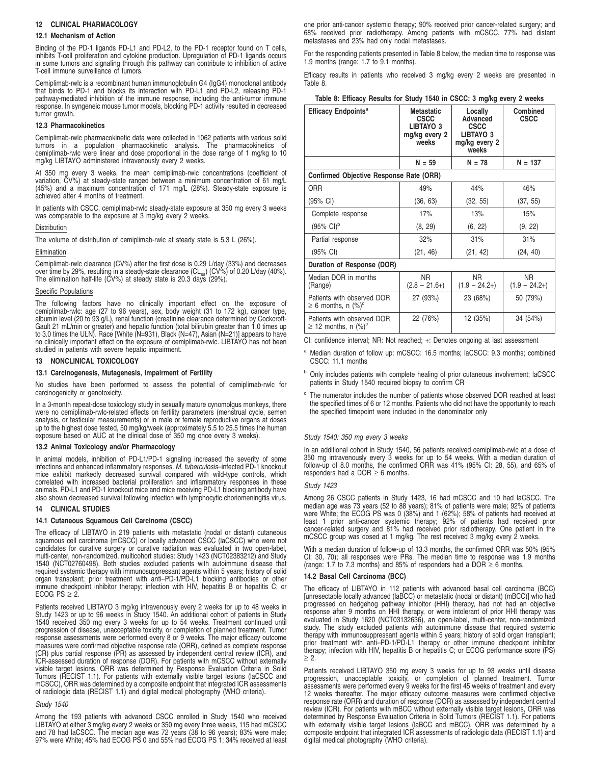## 12 CLINICAL PHARMACOLOGY

### 12.1 Mechanism of Action

Binding of the PD-1 ligands PD-L1 and PD-L2, to the PD-1 receptor found on T cells, inhibits T-cell proliferation and cytokine production. Upregulation of PD-1 ligands occurs in some tumors and signaling through this pathway can contribute to inhibition of active T-cell immune surveillance of tumors.

Cemiplimab-rwlc is a recombinant human immunoglobulin G4 (IgG4) monoclonal antibody that binds to PD-1 and blocks its interaction with PD-L1 and PD-L2, releasing PD-1 pathway-mediated inhibition of the immune response, including the anti-tumor immune response. In syngeneic mouse tumor models, blocking PD-1 activity resulted in decreased tumor growth.

### 12.3 Pharmacokinetics

Cemiplimab-rwlc pharmacokinetic data were collected in 1062 patients with various solid tumors in a population pharmacokinetic analysis. The pharmacokinetics of cemiplimab-rwlc were linear and dose proportional in the dose range of 1 mg/kg to 10 mg/kg LIBTAYO administered intravenously every 2 weeks.

At 350 mg every 3 weeks, the mean cemiplimab-rwlc concentrations (coefficient of variation, CV%) at steady-state ranged between a minimum concentration of 61 mg/L (45%) and a maximum concentration of 171 mg/L (28%). Steady-state exposure is achieved after 4 months of treatment.

In patients with CSCC, cemiplimab-rwlc steady-state exposure at 350 mg every 3 weeks was comparable to the exposure at 3 mg/kg every 2 weeks.

Distribution

The volume of distribution of cemiplimab-rwlc at steady state is 5.3 L (26%).

Elimination

Cemiplimab-rwlc clearance (CV%) after the first dose is 0.29 L/day (33%) and decreases over time by 29%, resulting in a steady-state clearance ($CL_{ss}$) (CV%) of 0.20 L/day (40%). The elimination half-life (CV%) at steady state is 20.3 days (29%).

Specific Populations

The following factors have no clinically important effect on the exposure of cemiplimab-rwlc: age (27 to 96 years), sex, body weight (31 to 172 kg), cancer type, albumin level (20 to 93 g/L), renal function (creatinine clearance determined by Cockcroft-Gault 21 mL/min or greater) and hepatic function (total bilirubin greater than 1.0 times up to 3.0 times the ULN). Race [White (N=931), Black (N=47), Asian (N=21)] appears to have no clinically important effect on the exposure of cemiplimab-rwlc. LIBTAYO has not been studied in patients with severe hepatic impairment.

## 13 NONCLINICAL TOXICOLOGY

### 13.1 Carcinogenesis, Mutagenesis, Impairment of Fertility

No studies have been performed to assess the potential of cemiplimab-rwlc for carcinogenicity or genotoxicity.

In a 3-month repeat-dose toxicology study in sexually mature cynomolgus monkeys, there were no cemiplimab-rwlc-related effects on fertility parameters (menstrual cycle, semen analysis, or testicular measurements) or in male or female reproductive organs at doses up to the highest dose tested, 50 mg/kg/week (approximately 5.5 to 25.5 times the human exposure based on AUC at the clinical dose of 350 mg once every 3 weeks).

### 13.2 Animal Toxicology and/or Pharmacology

In animal models, inhibition of PD-L1/PD-1 signaling increased the severity of some infections and enhanced inflammatory responses. *M. tuberculosis*–infected PD-1 knockout mice exhibit markedly decreased survival compared with wild-type controls, which correlated with increased bacterial proliferation and inflammatory responses in these animals. PD-L1 and PD-1 knockout mice and mice receiving PD-L1 blocking antibody have also shown decreased survival following infection with lymphocytic choriomeningitis virus.

## 14 CLINICAL STUDIES

### 14.1 Cutaneous Squamous Cell Carcinoma (CSCC)

The efficacy of LIBTAYO in 219 patients with metastatic (nodal or distant) cutaneous squamous cell carcinoma (mCSCC) or locally advanced CSCC (laCSCC) who were not candidates for curative surgery or curative radiation was evaluated in two open-label, multi-center, non-randomized, multicohort studies: Study 1423 (NCT02383212) and Study 1540 (NCT02760498). Both studies excluded patients with autoimmune disease that required systemic therapy with immunosuppressant agents within 5 years; history of solid organ transplant; prior treatment with anti–PD-1/PD-L1 blocking antibodies or other immune checkpoint inhibitor therapy; infection with HIV, hepatitis B or hepatitis C; or ECOG PS ≥ 2.

Patients received LIBTAYO 3 mg/kg intravenously every 2 weeks for up to 48 weeks in Study 1423 or up to 96 weeks in Study 1540. An additional cohort of patients in Study 1540 received 350 mg every 3 weeks for up to 54 weeks. Treatment continued until progression of disease, unacceptable toxicity, or completion of planned treatment. Tumor response assessments were performed every 8 or 9 weeks. The major efficacy outcome measures were confirmed objective response rate (ORR), defined as complete response (CR) plus partial response (PR) as assessed by independent central review (ICR), and ICR-assessed duration of response (DOR). For patients with mCSCC without externally visible target lesions, ORR was determined by Response Evaluation Criteria in Solid Tumors (RECIST 1.1). For patients with externally visible target lesions (laCSCC and mCSCC), ORR was determined by a composite endpoint that integrated ICR assessments of radiologic data (RECIST 1.1) and digital medical photography (WHO criteria).

*Study 1540*

Among the 193 patients with advanced CSCC enrolled in Study 1540 who received LIBTAYO at either 3 mg/kg every 2 weeks or 350 mg every three weeks, 115 had mCSCC and 78 had laCSCC. The median age was 72 years (38 to 96 years); 83% were male; 97% were White; 45% had ECOG PS 0 and 55% had ECOG PS 1; 34% received at least one prior anti-cancer systemic therapy; 90% received prior cancer-related surgery; and 68% received prior radiotherapy. Among patients with mCSCC, 77% had distant metastases and 23% had only nodal metastases.

For the responding patients presented in Table 8 below, the median time to response was 1.9 months (range: 1.7 to 9.1 months).

Efficacy results in patients who received 3 mg/kg every 2 weeks are presented in Table 8.

**Table 8: Efficacy Results for Study 1540 in CSCC: 3 mg/kg every 2 weeks**

| Efficacy Endpoints[a] | Metastatic CSCC LIBTAYO 3 mg/kg every 2 weeks | Locally Advanced CSCC LIBTAYO 3 mg/kg every 2 weeks | Combined CSCC |
|---|---|---|---|
| | N = 59 | N = 78 | N = 137 |
| **Confirmed Objective Response Rate (ORR)** | | | |
| ORR | 49% | 44% | 46% |
| (95% CI) | (36, 63) | (32, 55) | (37, 55) |
| Complete response | 17% | 13% | 15% |
| (95% CI)[b] | (8, 29) | (6, 22) | (9, 22) |
| Partial response | 32% | 31% | 31% |
| (95% CI) | (21, 46) | (21, 42) | (24, 40) |
| **Duration of Response (DOR)** | | | |
| Median DOR in months (Range) | NR (2.8 – 21.6+) | NR (1.9 – 24.2+) | NR (1.9 – 24.2+) |
| Patients with observed DOR ≥ 6 months, n (%)[c] | 27 (93%) | 23 (68%) | 50 (79%) |
| Patients with observed DOR ≥ 12 months, n (%)[c] | 22 (76%) | 12 (35%) | 34 (54%) |

CI: confidence interval; NR: Not reached; +: Denotes ongoing at last assessment

[a] Median duration of follow up: mCSCC: 16.5 months; laCSCC: 9.3 months; combined CSCC: 11.1 months

[b] Only includes patients with complete healing of prior cutaneous involvement; laCSCC patients in Study 1540 required biopsy to confirm CR

[c] The numerator includes the number of patients whose observed DOR reached at least the specified times of 6 or 12 months. Patients who did not have the opportunity to reach the specified timepoint were included in the denominator only

*Study 1540: 350 mg every 3 weeks*

In an additional cohort in Study 1540, 56 patients received cemiplimab-rwlc at a dose of 350 mg intravenously every 3 weeks for up to 54 weeks. With a median duration of follow-up of 8.0 months, the confirmed ORR was 41% (95% CI: 28, 55), and 65% of responders had a DOR ≥ 6 months.

*Study 1423*

Among 26 CSCC patients in Study 1423, 16 had mCSCC and 10 had laCSCC. The median age was 73 years (52 to 88 years); 81% of patients were male; 92% of patients were White; the ECOG PS was 0 (38%) and 1 (62%); 58% of patients had received at least 1 prior anti-cancer systemic therapy; 92% of patients had received prior cancer-related surgery and 81% had received prior radiotherapy. One patient in the mCSCC group was dosed at 1 mg/kg. The rest received 3 mg/kg every 2 weeks.

With a median duration of follow-up of 13.3 months, the confirmed ORR was 50% (95% CI: 30, 70); all responses were PRs. The median time to response was 1.9 months (range: 1.7 to 7.3 months) and 85% of responders had a DOR ≥ 6 months.

### 14.2 Basal Cell Carcinoma (BCC)

The efficacy of LIBTAYO in 112 patients with advanced basal cell carcinoma (BCC) [unresectable locally advanced (laBCC) or metastatic (nodal or distant) (mBCC)] who had progressed on hedgehog pathway inhibitor (HHI) therapy, had not had an objective response after 9 months on HHI therapy, or were intolerant of prior HHI therapy was evaluated in Study 1620 (NCT03132636), an open-label, multi-center, non-randomized study. The study excluded patients with autoimmune disease that required systemic therapy with immunosuppressant agents within 5 years; history of solid organ transplant; prior treatment with anti–PD-1/PD-L1 therapy or other immune checkpoint inhibitor therapy; infection with HIV, hepatitis B or hepatitis C; or ECOG performance score (PS) ≥ 2.

Patients received LIBTAYO 350 mg every 3 weeks for up to 93 weeks until disease progression, unacceptable toxicity, or completion of planned treatment. Tumor assessments were performed every 9 weeks for the first 45 weeks of treatment and every 12 weeks thereafter. The major efficacy outcome measures were confirmed objective response rate (ORR) and duration of response (DOR) as assessed by independent central review (ICR). For patients with mBCC without externally visible target lesions, ORR was determined by Response Evaluation Criteria in Solid Tumors (RECIST 1.1). For patients with externally visible target lesions (laBCC and mBCC), ORR was determined by a composite endpoint that integrated ICR assessments of radiologic data (RECIST 1.1) and digital medical photography (WHO criteria).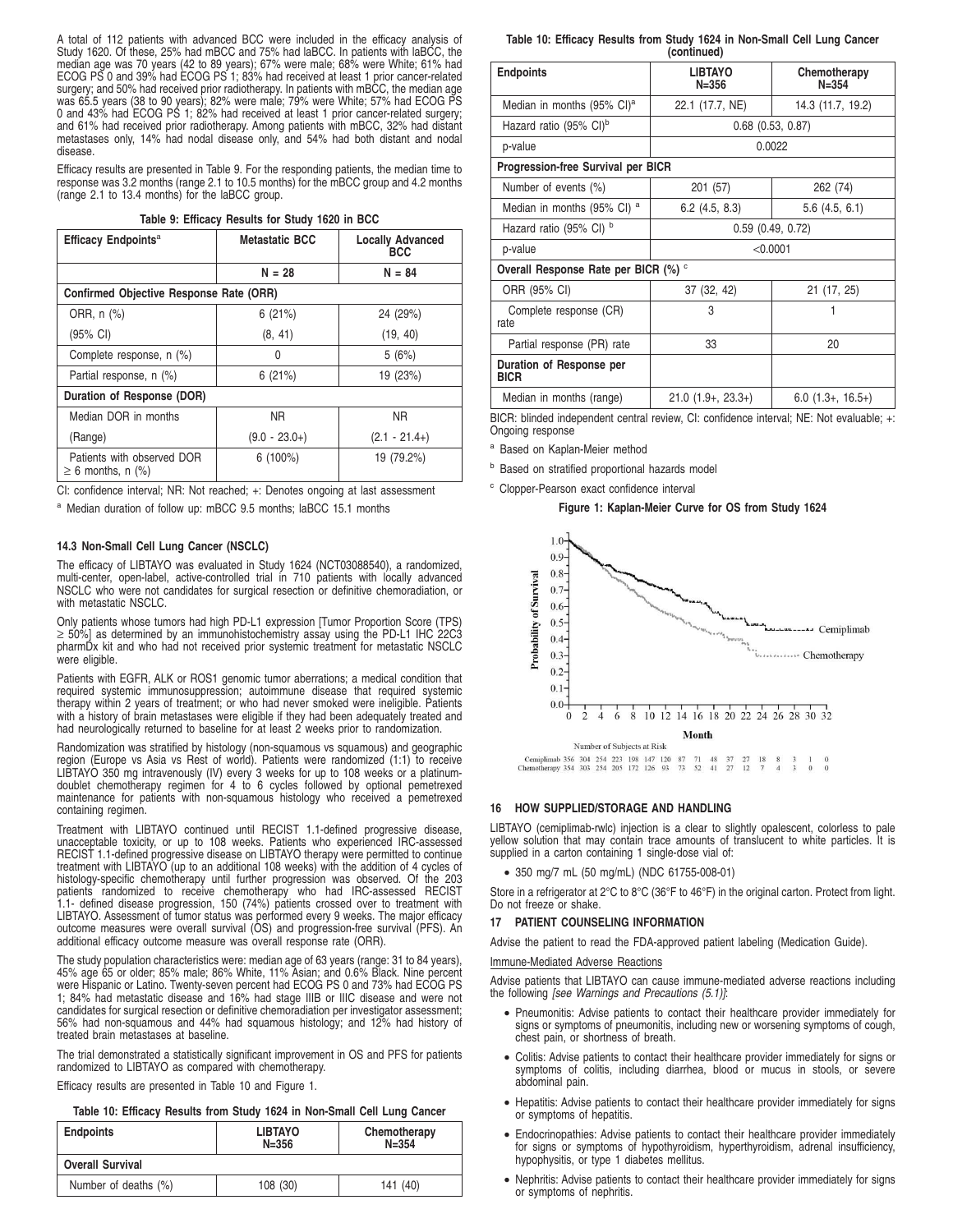A total of 112 patients with advanced BCC were included in the efficacy analysis of Study 1620. Of these, 25% had mBCC and 75% had laBCC. In patients with laBCC, the median age was 70 years (42 to 89 years); 67% were male; 68% were White; 61% had ECOG PS 0 and 39% had ECOG PS 1; 83% had received at least 1 prior cancer-related surgery; and 50% had received prior radiotherapy. In patients with mBCC, the median age was 65.5 years (38 to 90 years); 82% were male; 79% were White; 57% had ECOG PS 0 and 43% had ECOG PS 1; 82% had received at least 1 prior cancer-related surgery; and 61% had received prior radiotherapy. Among patients with mBCC, 32% had distant metastases only, 14% had nodal disease only, and 54% had both distant and nodal disease.

Efficacy results are presented in Table 9. For the responding patients, the median time to response was 3.2 months (range 2.1 to 10.5 months) for the mBCC group and 4.2 months (range 2.1 to 13.4 months) for the laBCC group.

**Table 9: Efficacy Results for Study 1620 in BCC**

| Efficacy Endpoints[a] | Metastatic BCC | Locally Advanced BCC |
|---|---|---|
| | N = 28 | N = 84 |
| **Confirmed Objective Response Rate (ORR)** | | |
| ORR, n (%) | 6 (21%) | 24 (29%) |
| (95% CI) | (8, 41) | (19, 40) |
| Complete response, n (%) | 0 | 5 (6%) |
| Partial response, n (%) | 6 (21%) | 19 (23%) |
| **Duration of Response (DOR)** | | |
| Median DOR in months | NR | NR |
| (Range) | (9.0 - 23.0+) | (2.1 - 21.4+) |
| Patients with observed DOR ≥ 6 months, n (%) | 6 (100%) | 19 (79.2%) |

CI: confidence interval; NR: Not reached; +: Denotes ongoing at last assessment

[a] Median duration of follow up: mBCC 9.5 months; laBCC 15.1 months

### 14.3 Non-Small Cell Lung Cancer (NSCLC)

The efficacy of LIBTAYO was evaluated in Study 1624 (NCT03088540), a randomized, multi-center, open-label, active-controlled trial in 710 patients with locally advanced NSCLC who were not candidates for surgical resection or definitive chemoradiation, or with metastatic NSCLC.

Only patients whose tumors had high PD-L1 expression [Tumor Proportion Score (TPS) ≥ 50%] as determined by an immunohistochemistry assay using the PD-L1 IHC 22C3 pharmDx kit and who had not received prior systemic treatment for metastatic NSCLC were eligible.

Patients with EGFR, ALK or ROS1 genomic tumor aberrations; a medical condition that required systemic immunosuppression; autoimmune disease that required systemic therapy within 2 years of treatment; or who had never smoked were ineligible. Patients with a history of brain metastases were eligible if they had been adequately treated and had neurologically returned to baseline for at least 2 weeks prior to randomization.

Randomization was stratified by histology (non-squamous vs squamous) and geographic region (Europe vs Asia vs Rest of world). Patients were randomized (1:1) to receive LIBTAYO 350 mg intravenously (IV) every 3 weeks for up to 108 weeks or a platinum-doublet chemotherapy regimen for 4 to 6 cycles followed by optional pemetrexed maintenance for patients with non-squamous histology who received a pemetrexed containing regimen.

Treatment with LIBTAYO continued until RECIST 1.1-defined progressive disease, unacceptable toxicity, or up to 108 weeks. Patients who experienced IRC-assessed RECIST 1.1-defined progressive disease on LIBTAYO therapy were permitted to continue treatment with LIBTAYO (up to an additional 108 weeks) with the addition of 4 cycles of histology-specific chemotherapy until further progression was observed. Of the 203 patients randomized to receive chemotherapy who had IRC-assessed RECIST 1.1- defined disease progression, 150 (74%) patients crossed over to treatment with LIBTAYO. Assessment of tumor status was performed every 9 weeks. The major efficacy outcome measures were overall survival (OS) and progression-free survival (PFS). An additional efficacy outcome measure was overall response rate (ORR).

The study population characteristics were: median age of 63 years (range: 31 to 84 years), 45% age 65 or older; 85% male; 86% White, 11% Asian; and 0.6% Black. Nine percent were Hispanic or Latino. Twenty-seven percent had ECOG PS 0 and 73% had ECOG PS 1; 84% had metastatic disease and 16% had stage IIIB or IIIC disease and were not candidates for surgical resection or definitive chemoradiation per investigator assessment; 56% had non-squamous and 44% had squamous histology; and 12% had history of treated brain metastases at baseline.

The trial demonstrated a statistically significant improvement in OS and PFS for patients randomized to LIBTAYO as compared with chemotherapy.

Efficacy results are presented in Table 10 and Figure 1.

**Table 10: Efficacy Results from Study 1624 in Non-Small Cell Lung Cancer**

| Endpoints | LIBTAYO N=356 | Chemotherapy N=354 |
|---|---|---|
| **Overall Survival** | | |
| Number of deaths (%) | 108 (30) | 141 (40) |
| Median in months (95% CI)[a] | 22.1 (17.7, NE) | 14.3 (11.7, 19.2) |
| Hazard ratio (95% CI)[b] | 0.68 (0.53, 0.87) | |
| p-value | 0.0022 | |
| **Progression-free Survival per BICR** | | |
| Number of events (%) | 201 (57) | 262 (74) |
| Median in months (95% CI)[a] | 6.2 (4.5, 8.3) | 5.6 (4.5, 6.1) |
| Hazard ratio (95% CI)[b] | 0.59 (0.49, 0.72) | |
| p-value | <0.0001 | |
| **Overall Response Rate per BICR (%)[c]** | | |
| ORR (95% CI) | 37 (32, 42) | 21 (17, 25) |
| Complete response (CR) rate | 3 | 1 |
| Partial response (PR) rate | 33 | 20 |
| **Duration of Response per BICR** | | |
| Median in months (range) | 21.0 (1.9+, 23.3+) | 6.0 (1.3+, 16.5+) |

BICR: blinded independent central review, CI: confidence interval; NE: Not evaluable; +: Ongoing response

[a] Based on Kaplan-Meier method

[b] Based on stratified proportional hazards model

[c] Clopper-Pearson exact confidence interval

**Figure 1: Kaplan-Meier Curve for OS from Study 1624**

Number of Subjects at Risk

| | 0 | 2 | 4 | 6 | 8 | 10 | 12 | 14 | 16 | 18 | 20 | 22 | 24 | 26 | 28 | 30 | 32 |
|---|---|---|---|---|---|---|---|---|---|---|---|---|---|---|---|---|---|
| Cemiplimab | 356 | 304 | 254 | 223 | 198 | 147 | 120 | 87 | 71 | 48 | 37 | 27 | 18 | 8 | 3 | 1 | 0 |
| Chemotherapy | 354 | 303 | 254 | 205 | 172 | 126 | 93 | 73 | 52 | 41 | 27 | 12 | 7 | 4 | 3 | 0 | 0 |

## 16 HOW SUPPLIED/STORAGE AND HANDLING

LIBTAYO (cemiplimab-rwlc) injection is a clear to slightly opalescent, colorless to pale yellow solution that may contain trace amounts of translucent to white particles. It is supplied in a carton containing 1 single-dose vial of:

- 350 mg/7 mL (50 mg/mL) (NDC 61755-008-01)

Store in a refrigerator at 2°C to 8°C (36°F to 46°F) in the original carton. Protect from light. Do not freeze or shake.

## 17 PATIENT COUNSELING INFORMATION

Advise the patient to read the FDA-approved patient labeling (Medication Guide).

Immune-Mediated Adverse Reactions

Advise patients that LIBTAYO can cause immune-mediated adverse reactions including the following *[see Warnings and Precautions (5.1)]*:

- Pneumonitis: Advise patients to contact their healthcare provider immediately for signs or symptoms of pneumonitis, including new or worsening symptoms of cough, chest pain, or shortness of breath.
- Colitis: Advise patients to contact their healthcare provider immediately for signs or symptoms of colitis, including diarrhea, blood or mucus in stools, or severe abdominal pain.
- Hepatitis: Advise patients to contact their healthcare provider immediately for signs or symptoms of hepatitis.
- Endocrinopathies: Advise patients to contact their healthcare provider immediately for signs or symptoms of hypothyroidism, hyperthyroidism, adrenal insufficiency, hypophysitis, or type 1 diabetes mellitus.
- Nephritis: Advise patients to contact their healthcare provider immediately for signs or symptoms of nephritis.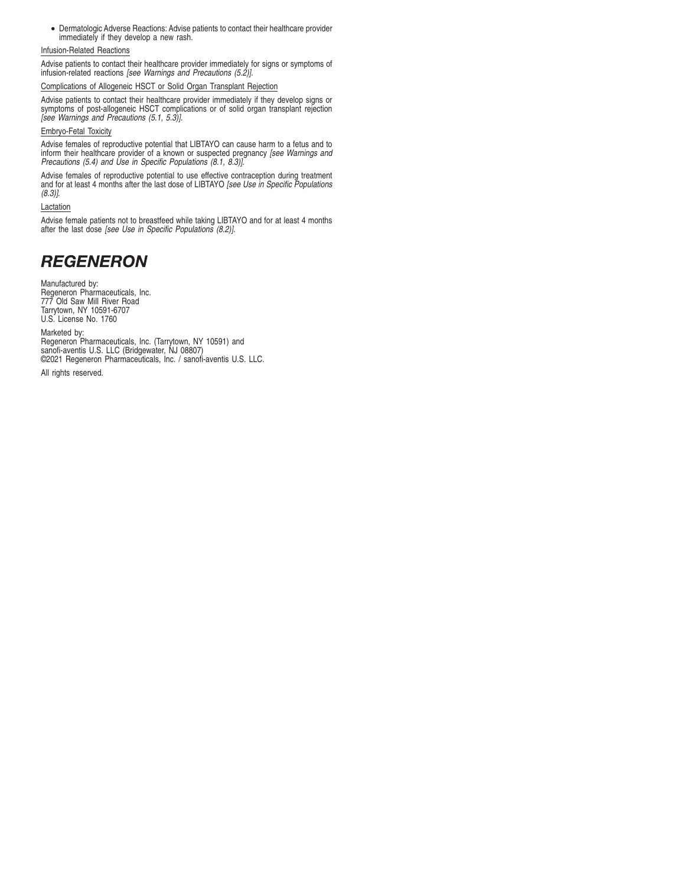- Dermatologic Adverse Reactions: Advise patients to contact their healthcare provider immediately if they develop a new rash.

Infusion-Related Reactions

Advise patients to contact their healthcare provider immediately for signs or symptoms of infusion-related reactions *[see Warnings and Precautions (5.2)]*.

Complications of Allogeneic HSCT or Solid Organ Transplant Rejection

Advise patients to contact their healthcare provider immediately if they develop signs or symptoms of post-allogeneic HSCT complications or of solid organ transplant rejection *[see Warnings and Precautions (5.1, 5.3)]*.

Embryo-Fetal Toxicity

Advise females of reproductive potential that LIBTAYO can cause harm to a fetus and to inform their healthcare provider of a known or suspected pregnancy *[see Warnings and Precautions (5.4) and Use in Specific Populations (8.1, 8.3)]*.

Advise females of reproductive potential to use effective contraception during treatment and for at least 4 months after the last dose of LIBTAYO *[see Use in Specific Populations (8.3)]*.

Lactation

Advise female patients not to breastfeed while taking LIBTAYO and for at least 4 months after the last dose *[see Use in Specific Populations (8.2)]*.

**REGENERON**

Manufactured by:
Regeneron Pharmaceuticals, Inc.
777 Old Saw Mill River Road
Tarrytown, NY 10591-6707
U.S. License No. 1760

Marketed by:
Regeneron Pharmaceuticals, Inc. (Tarrytown, NY 10591) and
sanofi-aventis U.S. LLC (Bridgewater, NJ 08807)
©2021 Regeneron Pharmaceuticals, Inc. / sanofi-aventis U.S. LLC.

All rights reserved.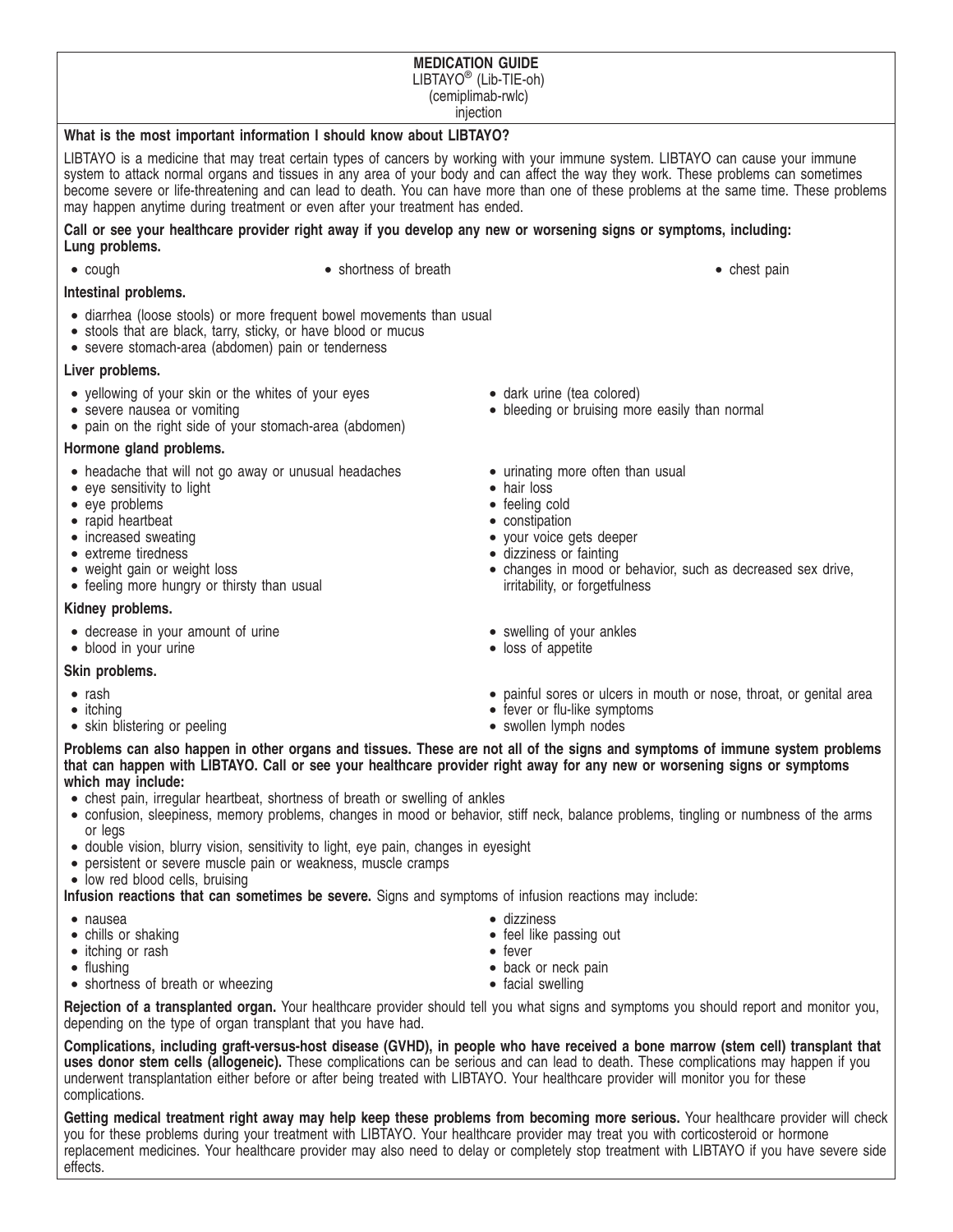# MEDICATION GUIDE

LIBTAYO® (Lib-TIE-oh)
(cemiplimab-rwlc)
injection

**What is the most important information I should know about LIBTAYO?**

LIBTAYO is a medicine that may treat certain types of cancers by working with your immune system. LIBTAYO can cause your immune system to attack normal organs and tissues in any area of your body and can affect the way they work. These problems can sometimes become severe or life-threatening and can lead to death. You can have more than one of these problems at the same time. These problems may happen anytime during treatment or even after your treatment has ended.

**Call or see your healthcare provider right away if you develop any new or worsening signs or symptoms, including:**

**Lung problems.**

- cough
- shortness of breath
- chest pain

**Intestinal problems.**

- diarrhea (loose stools) or more frequent bowel movements than usual
- stools that are black, tarry, sticky, or have blood or mucus
- severe stomach-area (abdomen) pain or tenderness

**Liver problems.**

- yellowing of your skin or the whites of your eyes
- severe nausea or vomiting
- pain on the right side of your stomach-area (abdomen)
- dark urine (tea colored)
- bleeding or bruising more easily than normal

**Hormone gland problems.**

- headache that will not go away or unusual headaches
- eye sensitivity to light
- eye problems
- rapid heartbeat
- increased sweating
- extreme tiredness
- weight gain or weight loss
- feeling more hungry or thirsty than usual
- urinating more often than usual
- hair loss
- feeling cold
- constipation
- your voice gets deeper
- dizziness or fainting
- changes in mood or behavior, such as decreased sex drive, irritability, or forgetfulness

**Kidney problems.**

- decrease in your amount of urine
- blood in your urine
- swelling of your ankles
- loss of appetite

**Skin problems.**

- rash
- itching
- skin blistering or peeling
- painful sores or ulcers in mouth or nose, throat, or genital area
- fever or flu-like symptoms
- swollen lymph nodes

**Problems can also happen in other organs and tissues. These are not all of the signs and symptoms of immune system problems that can happen with LIBTAYO. Call or see your healthcare provider right away for any new or worsening signs or symptoms which may include:**

- chest pain, irregular heartbeat, shortness of breath or swelling of ankles
- confusion, sleepiness, memory problems, changes in mood or behavior, stiff neck, balance problems, tingling or numbness of the arms or legs
- double vision, blurry vision, sensitivity to light, eye pain, changes in eyesight
- persistent or severe muscle pain or weakness, muscle cramps
- low red blood cells, bruising

**Infusion reactions that can sometimes be severe.** Signs and symptoms of infusion reactions may include:

- nausea
- chills or shaking
- itching or rash
- flushing
- shortness of breath or wheezing
- dizziness
- feel like passing out
- fever
- back or neck pain
- facial swelling

**Rejection of a transplanted organ.** Your healthcare provider should tell you what signs and symptoms you should report and monitor you, depending on the type of organ transplant that you have had.

**Complications, including graft-versus-host disease (GVHD), in people who have received a bone marrow (stem cell) transplant that uses donor stem cells (allogeneic).** These complications can be serious and can lead to death. These complications may happen if you underwent transplantation either before or after being treated with LIBTAYO. Your healthcare provider will monitor you for these complications.

**Getting medical treatment right away may help keep these problems from becoming more serious.** Your healthcare provider will check you for these problems during your treatment with LIBTAYO. Your healthcare provider may treat you with corticosteroid or hormone replacement medicines. Your healthcare provider may also need to delay or completely stop treatment with LIBTAYO if you have severe side effects.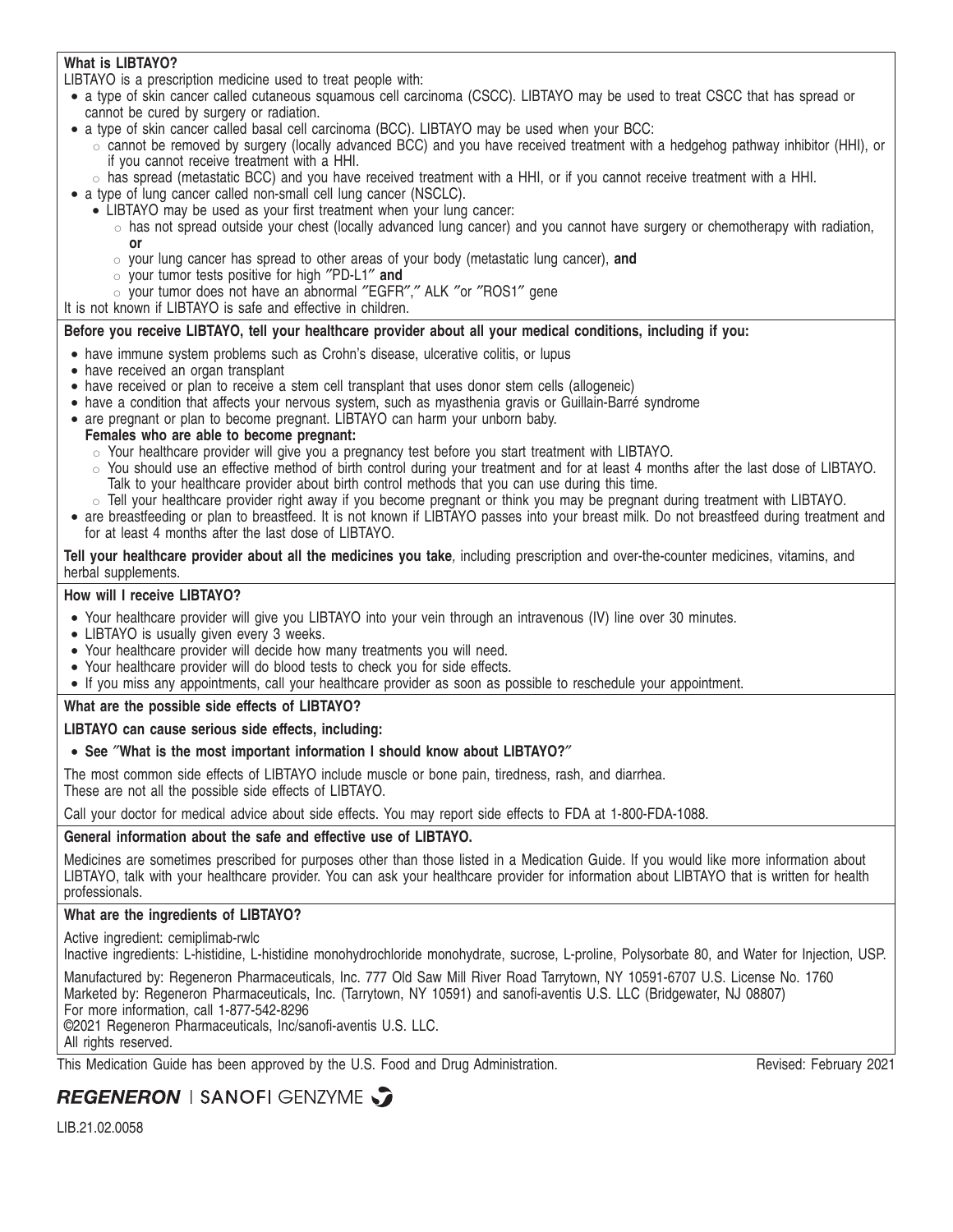**What is LIBTAYO?**

LIBTAYO is a prescription medicine used to treat people with:

- a type of skin cancer called cutaneous squamous cell carcinoma (CSCC). LIBTAYO may be used to treat CSCC that has spread or cannot be cured by surgery or radiation.
- a type of skin cancer called basal cell carcinoma (BCC). LIBTAYO may be used when your BCC:
  - cannot be removed by surgery (locally advanced BCC) and you have received treatment with a hedgehog pathway inhibitor (HHI), or if you cannot receive treatment with a HHI.
  - has spread (metastatic BCC) and you have received treatment with a HHI, or if you cannot receive treatment with a HHI.
- a type of lung cancer called non-small cell lung cancer (NSCLC).
  - LIBTAYO may be used as your first treatment when your lung cancer:
    - has not spread outside your chest (locally advanced lung cancer) and you cannot have surgery or chemotherapy with radiation, **or**
    - your lung cancer has spread to other areas of your body (metastatic lung cancer), **and**
    - your tumor tests positive for high "PD-L1" **and**
    - your tumor does not have an abnormal "EGFR"," ALK "or "ROS1" gene

It is not known if LIBTAYO is safe and effective in children.

**Before you receive LIBTAYO, tell your healthcare provider about all your medical conditions, including if you:**

- have immune system problems such as Crohn's disease, ulcerative colitis, or lupus
- have received an organ transplant
- have received or plan to receive a stem cell transplant that uses donor stem cells (allogeneic)
- have a condition that affects your nervous system, such as myasthenia gravis or Guillain-Barré syndrome
- are pregnant or plan to become pregnant. LIBTAYO can harm your unborn baby.

  **Females who are able to become pregnant:**
  - Your healthcare provider will give you a pregnancy test before you start treatment with LIBTAYO.
  - You should use an effective method of birth control during your treatment and for at least 4 months after the last dose of LIBTAYO. Talk to your healthcare provider about birth control methods that you can use during this time.
  - Tell your healthcare provider right away if you become pregnant or think you may be pregnant during treatment with LIBTAYO.
- are breastfeeding or plan to breastfeed. It is not known if LIBTAYO passes into your breast milk. Do not breastfeed during treatment and for at least 4 months after the last dose of LIBTAYO.

**Tell your healthcare provider about all the medicines you take**, including prescription and over-the-counter medicines, vitamins, and herbal supplements.

**How will I receive LIBTAYO?**

- Your healthcare provider will give you LIBTAYO into your vein through an intravenous (IV) line over 30 minutes.
- LIBTAYO is usually given every 3 weeks.
- Your healthcare provider will decide how many treatments you will need.
- Your healthcare provider will do blood tests to check you for side effects.
- If you miss any appointments, call your healthcare provider as soon as possible to reschedule your appointment.

**What are the possible side effects of LIBTAYO?**

**LIBTAYO can cause serious side effects, including:**

- **See "What is the most important information I should know about LIBTAYO?"**

The most common side effects of LIBTAYO include muscle or bone pain, tiredness, rash, and diarrhea.
These are not all the possible side effects of LIBTAYO.

Call your doctor for medical advice about side effects. You may report side effects to FDA at 1-800-FDA-1088.

**General information about the safe and effective use of LIBTAYO.**

Medicines are sometimes prescribed for purposes other than those listed in a Medication Guide. If you would like more information about LIBTAYO, talk with your healthcare provider. You can ask your healthcare provider for information about LIBTAYO that is written for health professionals.

**What are the ingredients of LIBTAYO?**

Active ingredient: cemiplimab-rwlc
Inactive ingredients: L-histidine, L-histidine monohydrochloride monohydrate, sucrose, L-proline, Polysorbate 80, and Water for Injection, USP.

Manufactured by: Regeneron Pharmaceuticals, Inc. 777 Old Saw Mill River Road Tarrytown, NY 10591-6707 U.S. License No. 1760
Marketed by: Regeneron Pharmaceuticals, Inc. (Tarrytown, NY 10591) and sanofi-aventis U.S. LLC (Bridgewater, NJ 08807)
For more information, call 1-877-542-8296
©2021 Regeneron Pharmaceuticals, Inc/sanofi-aventis U.S. LLC.
All rights reserved.

This Medication Guide has been approved by the U.S. Food and Drug Administration. Revised: February 2021

**REGENERON** | SANOFI GENZYME

LIB.21.02.0058